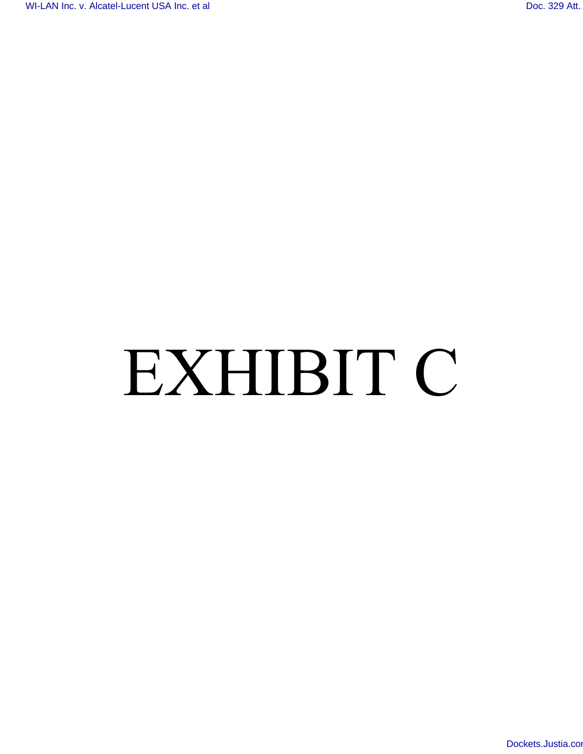# EXHIBIT C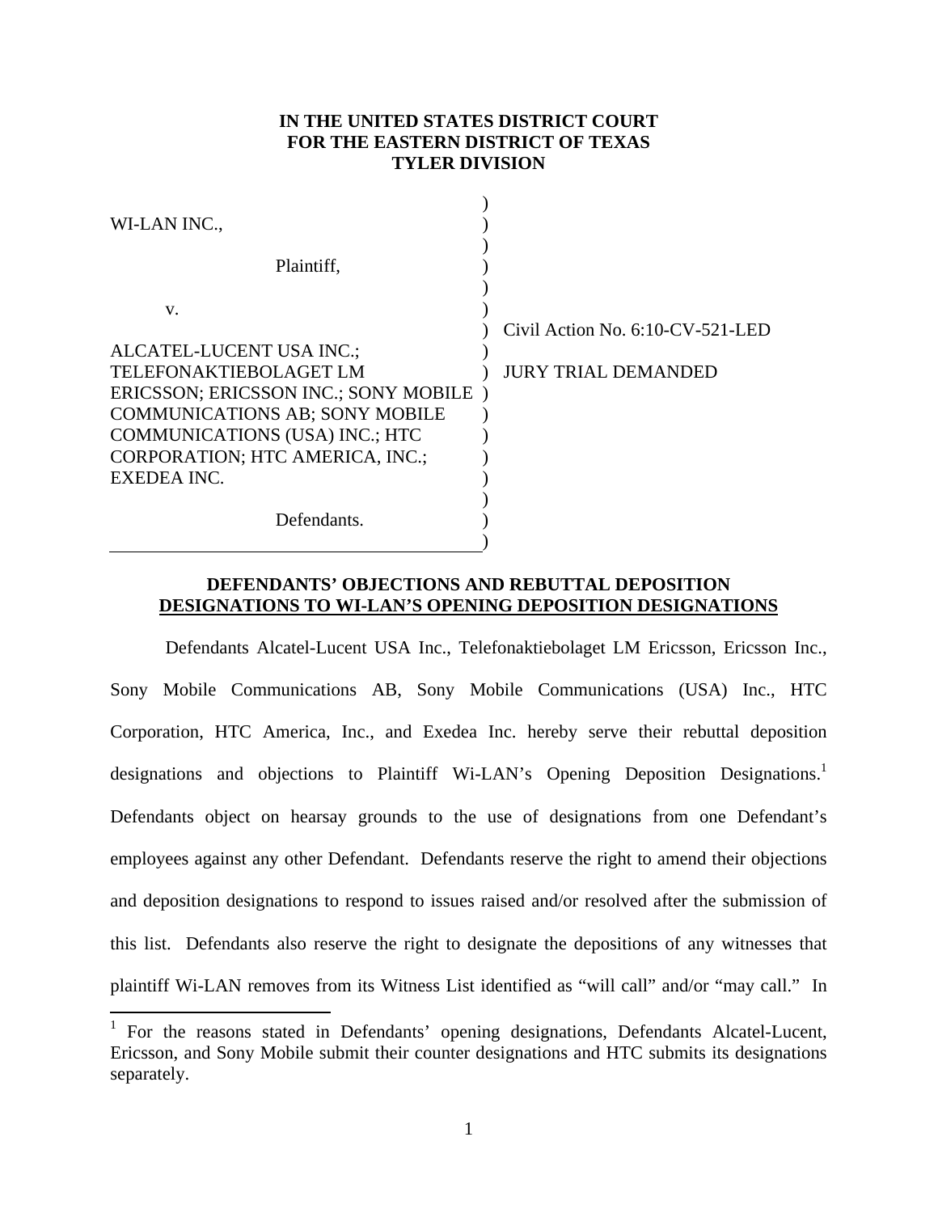**IN THE UNITED STATES DISTRICT COURT**
**FOR THE EASTERN DISTRICT OF TEXAS**
**TYLER DIVISION**

| | | |
|---|---|---|
| WI-LAN INC., | ) | |
| Plaintiff, | ) | |
| v. | ) | Civil Action No. 6:10-CV-521-LED |
| ALCATEL-LUCENT USA INC.; TELEFONAKTIEBOLAGET LM ERICSSON; ERICSSON INC.; SONY MOBILE COMMUNICATIONS AB; SONY MOBILE COMMUNICATIONS (USA) INC.; HTC CORPORATION; HTC AMERICA, INC.; EXEDEA INC. | ) | JURY TRIAL DEMANDED |
| Defendants. | ) | |

**DEFENDANTS' OBJECTIONS AND REBUTTAL DEPOSITION DESIGNATIONS TO WI-LAN'S OPENING DEPOSITION DESIGNATIONS**

Defendants Alcatel-Lucent USA Inc., Telefonaktiebolaget LM Ericsson, Ericsson Inc., Sony Mobile Communications AB, Sony Mobile Communications (USA) Inc., HTC Corporation, HTC America, Inc., and Exedea Inc. hereby serve their rebuttal deposition designations and objections to Plaintiff Wi-LAN's Opening Deposition Designations.[1] Defendants object on hearsay grounds to the use of designations from one Defendant's employees against any other Defendant. Defendants reserve the right to amend their objections and deposition designations to respond to issues raised and/or resolved after the submission of this list. Defendants also reserve the right to designate the depositions of any witnesses that plaintiff Wi-LAN removes from its Witness List identified as "will call" and/or "may call." In

[1] For the reasons stated in Defendants' opening designations, Defendants Alcatel-Lucent, Ericsson, and Sony Mobile submit their counter designations and HTC submits its designations separately.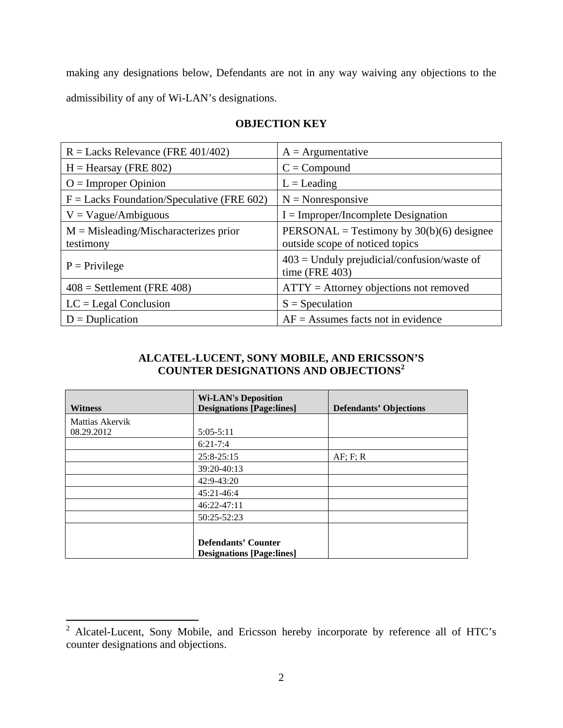making any designations below, Defendants are not in any way waiving any objections to the admissibility of any of Wi-LAN's designations.

**OBJECTION KEY**

| | |
|---|---|
| R = Lacks Relevance (FRE 401/402) | A = Argumentative |
| H = Hearsay (FRE 802) | C = Compound |
| O = Improper Opinion | L = Leading |
| F = Lacks Foundation/Speculative (FRE 602) | N = Nonresponsive |
| V = Vague/Ambiguous | I = Improper/Incomplete Designation |
| M = Misleading/Mischaracterizes prior testimony | PERSONAL = Testimony by 30(b)(6) designee outside scope of noticed topics |
| P = Privilege | 403 = Unduly prejudicial/confusion/waste of time (FRE 403) |
| 408 = Settlement (FRE 408) | ATTY = Attorney objections not removed |
| LC = Legal Conclusion | S = Speculation |
| D = Duplication | AF = Assumes facts not in evidence |

**ALCATEL-LUCENT, SONY MOBILE, AND ERICSSON'S COUNTER DESIGNATIONS AND OBJECTIONS[2]**

| Witness | Wi-LAN's Deposition Designations [Page:lines] | Defendants' Objections |
|---|---|---|
| Mattias Akervik 08.29.2012 | 5:05-5:11 | |
| | 6:21-7:4 | |
| | 25:8-25:15 | AF; F; R |
| | 39:20-40:13 | |
| | 42:9-43:20 | |
| | 45:21-46:4 | |
| | 46:22-47:11 | |
| | 50:25-52:23 | |
| | **Defendants' Counter Designations [Page:lines]** | |

[2] Alcatel-Lucent, Sony Mobile, and Ericsson hereby incorporate by reference all of HTC's counter designations and objections.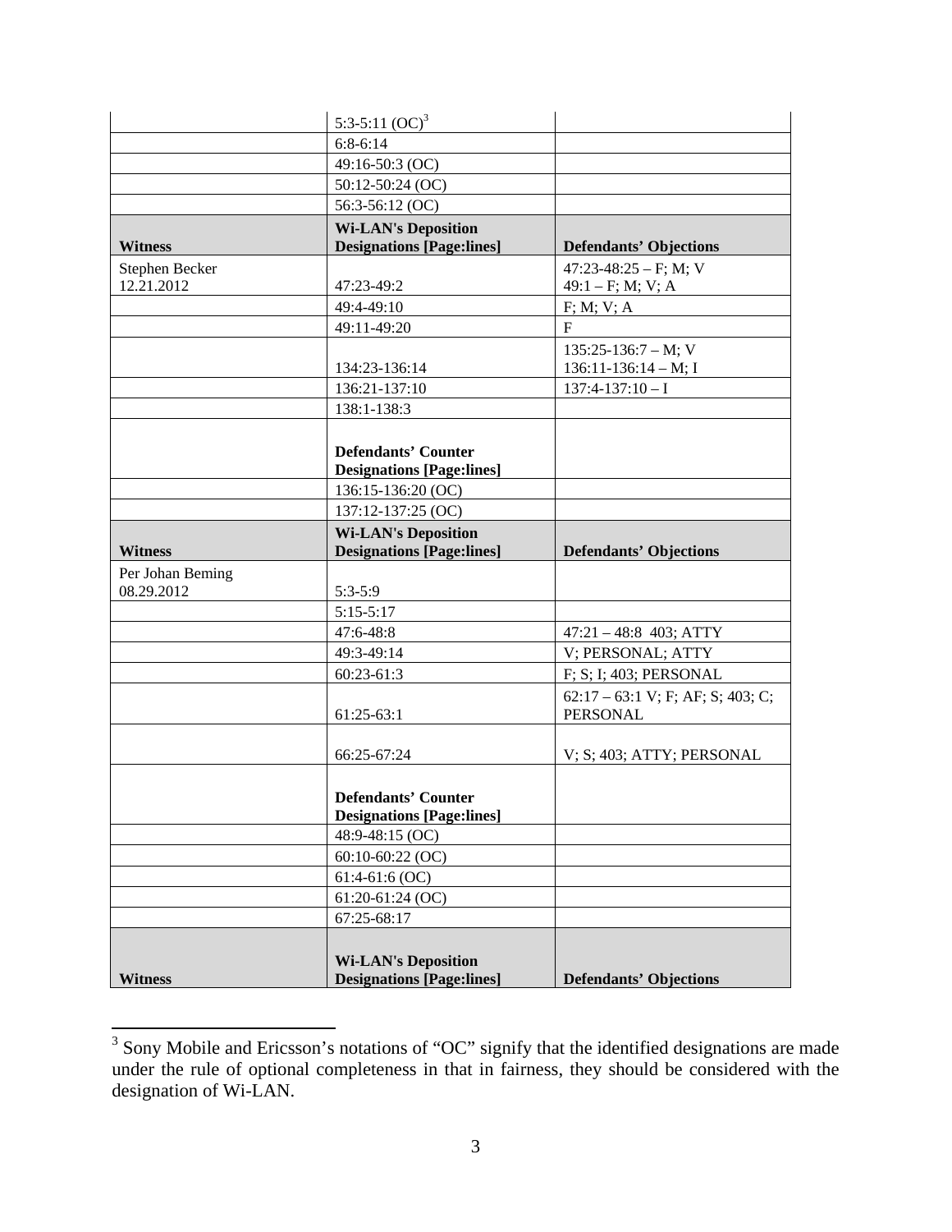| | | |
|---|---|---|
| | 5:3-5:11 (OC)[3] | |
| | 6:8-6:14 | |
| | 49:16-50:3 (OC) | |
| | 50:12-50:24 (OC) | |
| | 56:3-56:12 (OC) | |
| **Witness** | **Wi-LAN's Deposition Designations [Page:lines]** | **Defendants' Objections** |
| Stephen Becker 12.21.2012 | 47:23-49:2 | 47:23-48:25 – F; M; V 49:1 – F; M; V; A |
| | 49:4-49:10 | F; M; V; A |
| | 49:11-49:20 | F |
| | 134:23-136:14 | 135:25-136:7 – M; V 136:11-136:14 – M; I |
| | 136:21-137:10 | 137:4-137:10 – I |
| | 138:1-138:3 | |
| | **Defendants' Counter Designations [Page:lines]** | |
| | 136:15-136:20 (OC) | |
| | 137:12-137:25 (OC) | |
| **Witness** | **Wi-LAN's Deposition Designations [Page:lines]** | **Defendants' Objections** |
| Per Johan Beming 08.29.2012 | 5:3-5:9 | |
| | 5:15-5:17 | |
| | 47:6-48:8 | 47:21 – 48:8 403; ATTY |
| | 49:3-49:14 | V; PERSONAL; ATTY |
| | 60:23-61:3 | F; S; I; 403; PERSONAL |
| | 61:25-63:1 | 62:17 – 63:1 V; F; AF; S; 403; C; PERSONAL |
| | 66:25-67:24 | V; S; 403; ATTY; PERSONAL |
| | **Defendants' Counter Designations [Page:lines]** | |
| | 48:9-48:15 (OC) | |
| | 60:10-60:22 (OC) | |
| | 61:4-61:6 (OC) | |
| | 61:20-61:24 (OC) | |
| | 67:25-68:17 | |
| **Witness** | **Wi-LAN's Deposition Designations [Page:lines]** | **Defendants' Objections** |

[3] Sony Mobile and Ericsson's notations of "OC" signify that the identified designations are made under the rule of optional completeness in that in fairness, they should be considered with the designation of Wi-LAN.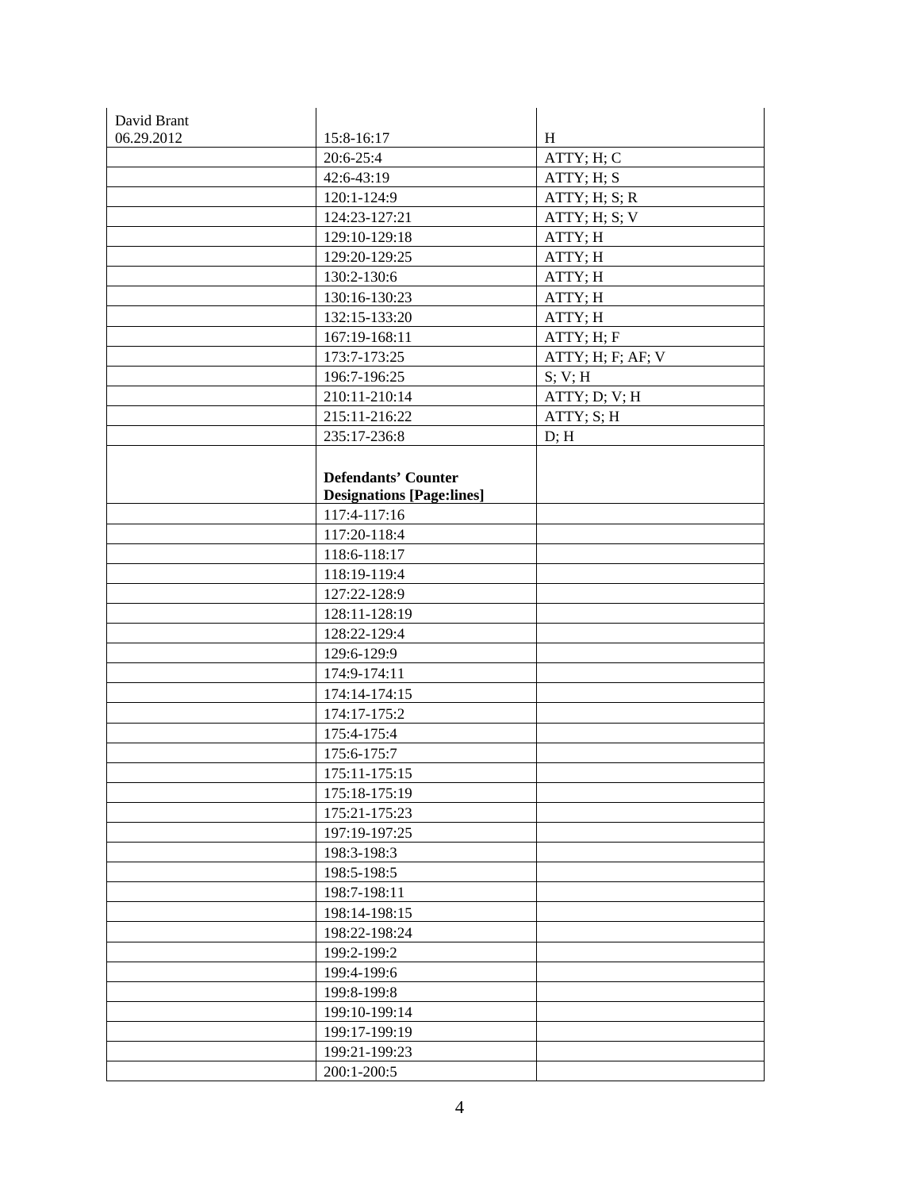| David Brant 06.29.2012 | 15:8-16:17 | H |
|---|---|---|
| | 20:6-25:4 | ATTY; H; C |
| | 42:6-43:19 | ATTY; H; S |
| | 120:1-124:9 | ATTY; H; S; R |
| | 124:23-127:21 | ATTY; H; S; V |
| | 129:10-129:18 | ATTY; H |
| | 129:20-129:25 | ATTY; H |
| | 130:2-130:6 | ATTY; H |
| | 130:16-130:23 | ATTY; H |
| | 132:15-133:20 | ATTY; H |
| | 167:19-168:11 | ATTY; H; F |
| | 173:7-173:25 | ATTY; H; F; AF; V |
| | 196:7-196:25 | S; V; H |
| | 210:11-210:14 | ATTY; D; V; H |
| | 215:11-216:22 | ATTY; S; H |
| | 235:17-236:8 | D; H |
| | **Defendants' Counter Designations [Page:lines]** | |
| | 117:4-117:16 | |
| | 117:20-118:4 | |
| | 118:6-118:17 | |
| | 118:19-119:4 | |
| | 127:22-128:9 | |
| | 128:11-128:19 | |
| | 128:22-129:4 | |
| | 129:6-129:9 | |
| | 174:9-174:11 | |
| | 174:14-174:15 | |
| | 174:17-175:2 | |
| | 175:4-175:4 | |
| | 175:6-175:7 | |
| | 175:11-175:15 | |
| | 175:18-175:19 | |
| | 175:21-175:23 | |
| | 197:19-197:25 | |
| | 198:3-198:3 | |
| | 198:5-198:5 | |
| | 198:7-198:11 | |
| | 198:14-198:15 | |
| | 198:22-198:24 | |
| | 199:2-199:2 | |
| | 199:4-199:6 | |
| | 199:8-199:8 | |
| | 199:10-199:14 | |
| | 199:17-199:19 | |
| | 199:21-199:23 | |
| | 200:1-200:5 | |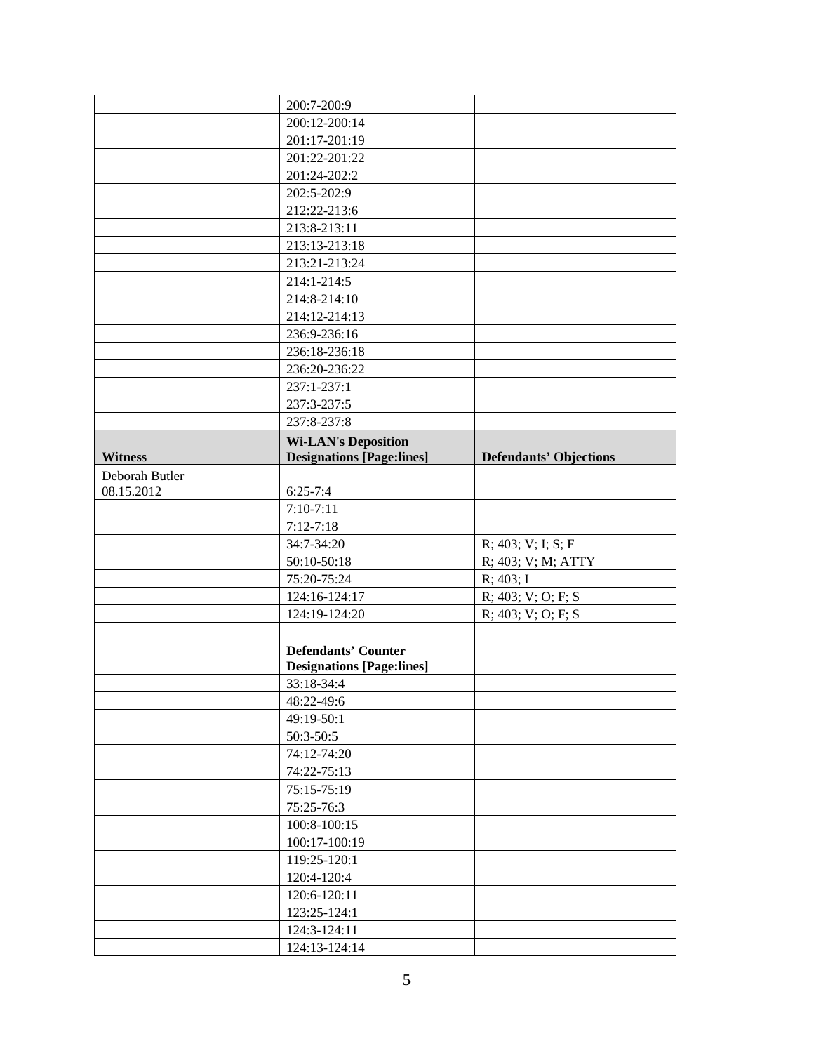| | | |
|---|---|---|
| | 200:7-200:9 | |
| | 200:12-200:14 | |
| | 201:17-201:19 | |
| | 201:22-201:22 | |
| | 201:24-202:2 | |
| | 202:5-202:9 | |
| | 212:22-213:6 | |
| | 213:8-213:11 | |
| | 213:13-213:18 | |
| | 213:21-213:24 | |
| | 214:1-214:5 | |
| | 214:8-214:10 | |
| | 214:12-214:13 | |
| | 236:9-236:16 | |
| | 236:18-236:18 | |
| | 236:20-236:22 | |
| | 237:1-237:1 | |
| | 237:3-237:5 | |
| | 237:8-237:8 | |
| **Witness** | **Wi-LAN's Deposition Designations [Page:lines]** | **Defendants' Objections** |
| Deborah Butler 08.15.2012 | 6:25-7:4 | |
| | 7:10-7:11 | |
| | 7:12-7:18 | |
| | 34:7-34:20 | R; 403; V; I; S; F |
| | 50:10-50:18 | R; 403; V; M; ATTY |
| | 75:20-75:24 | R; 403; I |
| | 124:16-124:17 | R; 403; V; O; F; S |
| | 124:19-124:20 | R; 403; V; O; F; S |
| | **Defendants' Counter Designations [Page:lines]** | |
| | 33:18-34:4 | |
| | 48:22-49:6 | |
| | 49:19-50:1 | |
| | 50:3-50:5 | |
| | 74:12-74:20 | |
| | 74:22-75:13 | |
| | 75:15-75:19 | |
| | 75:25-76:3 | |
| | 100:8-100:15 | |
| | 100:17-100:19 | |
| | 119:25-120:1 | |
| | 120:4-120:4 | |
| | 120:6-120:11 | |
| | 123:25-124:1 | |
| | 124:3-124:11 | |
| | 124:13-124:14 | |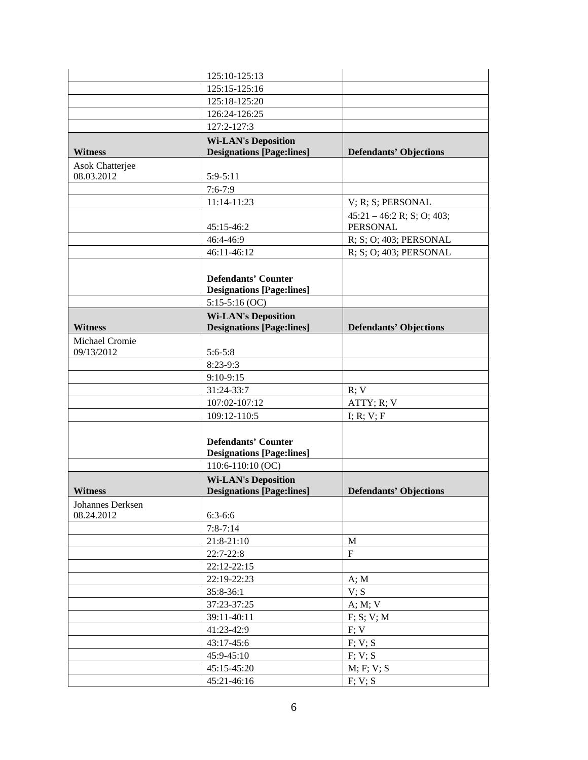| | | |
|---|---|---|
| | 125:10-125:13 | |
| | 125:15-125:16 | |
| | 125:18-125:20 | |
| | 126:24-126:25 | |
| | 127:2-127:3 | |
| **Witness** | **Wi-LAN's Deposition Designations [Page:lines]** | **Defendants' Objections** |
| Asok Chatterjee 08.03.2012 | 5:9-5:11 | |
| | 7:6-7:9 | |
| | 11:14-11:23 | V; R; S; PERSONAL |
| | 45:15-46:2 | 45:21 – 46:2 R; S; O; 403; PERSONAL |
| | 46:4-46:9 | R; S; O; 403; PERSONAL |
| | 46:11-46:12 | R; S; O; 403; PERSONAL |
| | **Defendants' Counter Designations [Page:lines]** | |
| | 5:15-5:16 (OC) | |
| **Witness** | **Wi-LAN's Deposition Designations [Page:lines]** | **Defendants' Objections** |
| Michael Cromie 09/13/2012 | 5:6-5:8 | |
| | 8:23-9:3 | |
| | 9:10-9:15 | |
| | 31:24-33:7 | R; V |
| | 107:02-107:12 | ATTY; R; V |
| | 109:12-110:5 | I; R; V; F |
| | **Defendants' Counter Designations [Page:lines]** | |
| | 110:6-110:10 (OC) | |
| **Witness** | **Wi-LAN's Deposition Designations [Page:lines]** | **Defendants' Objections** |
| Johannes Derksen 08.24.2012 | 6:3-6:6 | |
| | 7:8-7:14 | |
| | 21:8-21:10 | M |
| | 22:7-22:8 | F |
| | 22:12-22:15 | |
| | 22:19-22:23 | A; M |
| | 35:8-36:1 | V; S |
| | 37:23-37:25 | A; M; V |
| | 39:11-40:11 | F; S; V; M |
| | 41:23-42:9 | F; V |
| | 43:17-45:6 | F; V; S |
| | 45:9-45:10 | F; V; S |
| | 45:15-45:20 | M; F; V; S |
| | 45:21-46:16 | F; V; S |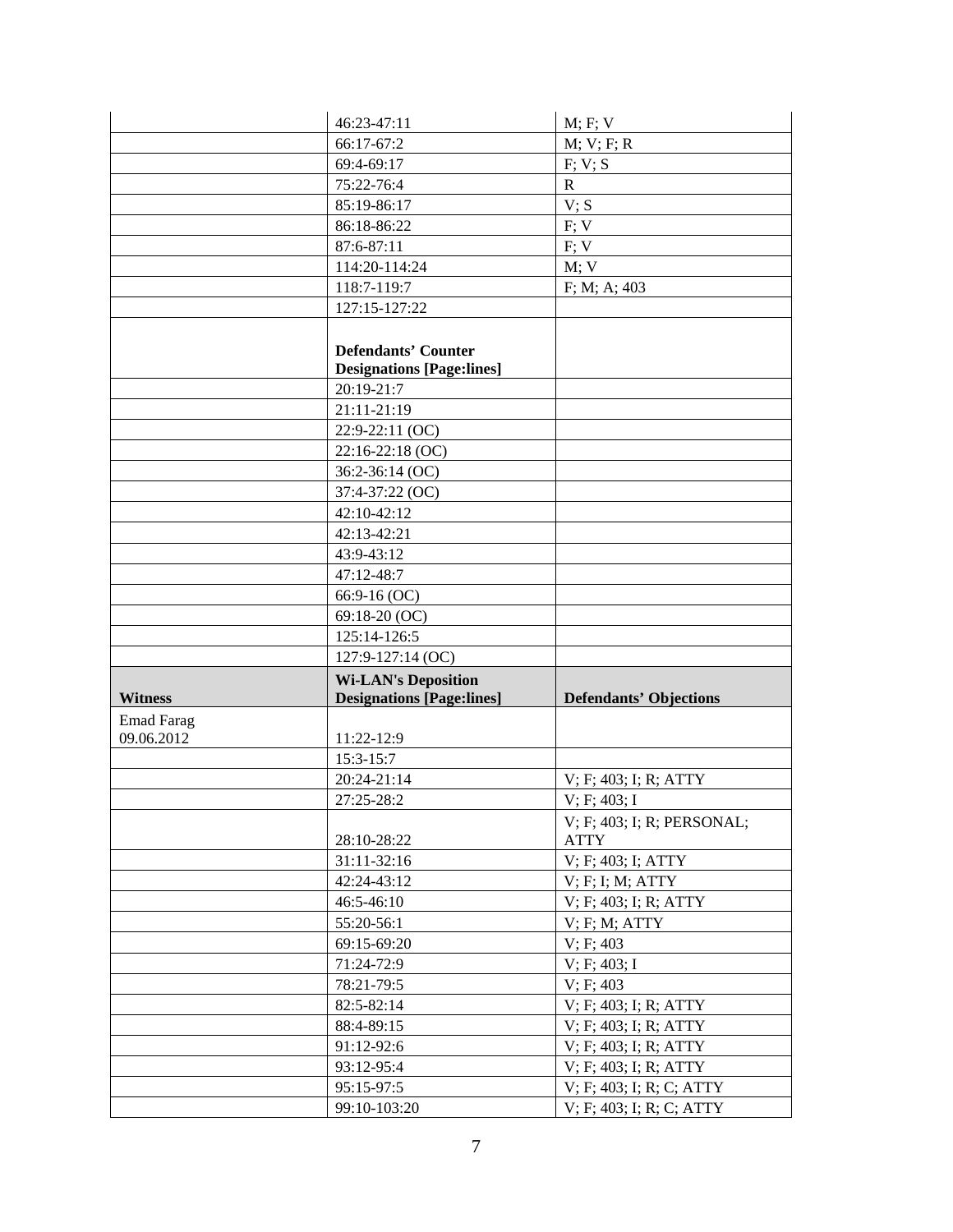| | | |
|---|---|---|
| | 46:23-47:11 | M; F; V |
| | 66:17-67:2 | M; V; F; R |
| | 69:4-69:17 | F; V; S |
| | 75:22-76:4 | R |
| | 85:19-86:17 | V; S |
| | 86:18-86:22 | F; V |
| | 87:6-87:11 | F; V |
| | 114:20-114:24 | M; V |
| | 118:7-119:7 | F; M; A; 403 |
| | 127:15-127:22 | |
| | **Defendants' Counter Designations [Page:lines]** | |
| | 20:19-21:7 | |
| | 21:11-21:19 | |
| | 22:9-22:11 (OC) | |
| | 22:16-22:18 (OC) | |
| | 36:2-36:14 (OC) | |
| | 37:4-37:22 (OC) | |
| | 42:10-42:12 | |
| | 42:13-42:21 | |
| | 43:9-43:12 | |
| | 47:12-48:7 | |
| | 66:9-16 (OC) | |
| | 69:18-20 (OC) | |
| | 125:14-126:5 | |
| | 127:9-127:14 (OC) | |
| **Witness** | **Wi-LAN's Deposition Designations [Page:lines]** | **Defendants' Objections** |
| Emad Farag 09.06.2012 | 11:22-12:9 | |
| | 15:3-15:7 | |
| | 20:24-21:14 | V; F; 403; I; R; ATTY |
| | 27:25-28:2 | V; F; 403; I |
| | 28:10-28:22 | V; F; 403; I; R; PERSONAL; ATTY |
| | 31:11-32:16 | V; F; 403; I; ATTY |
| | 42:24-43:12 | V; F; I; M; ATTY |
| | 46:5-46:10 | V; F; 403; I; R; ATTY |
| | 55:20-56:1 | V; F; M; ATTY |
| | 69:15-69:20 | V; F; 403 |
| | 71:24-72:9 | V; F; 403; I |
| | 78:21-79:5 | V; F; 403 |
| | 82:5-82:14 | V; F; 403; I; R; ATTY |
| | 88:4-89:15 | V; F; 403; I; R; ATTY |
| | 91:12-92:6 | V; F; 403; I; R; ATTY |
| | 93:12-95:4 | V; F; 403; I; R; ATTY |
| | 95:15-97:5 | V; F; 403; I; R; C; ATTY |
| | 99:10-103:20 | V; F; 403; I; R; C; ATTY |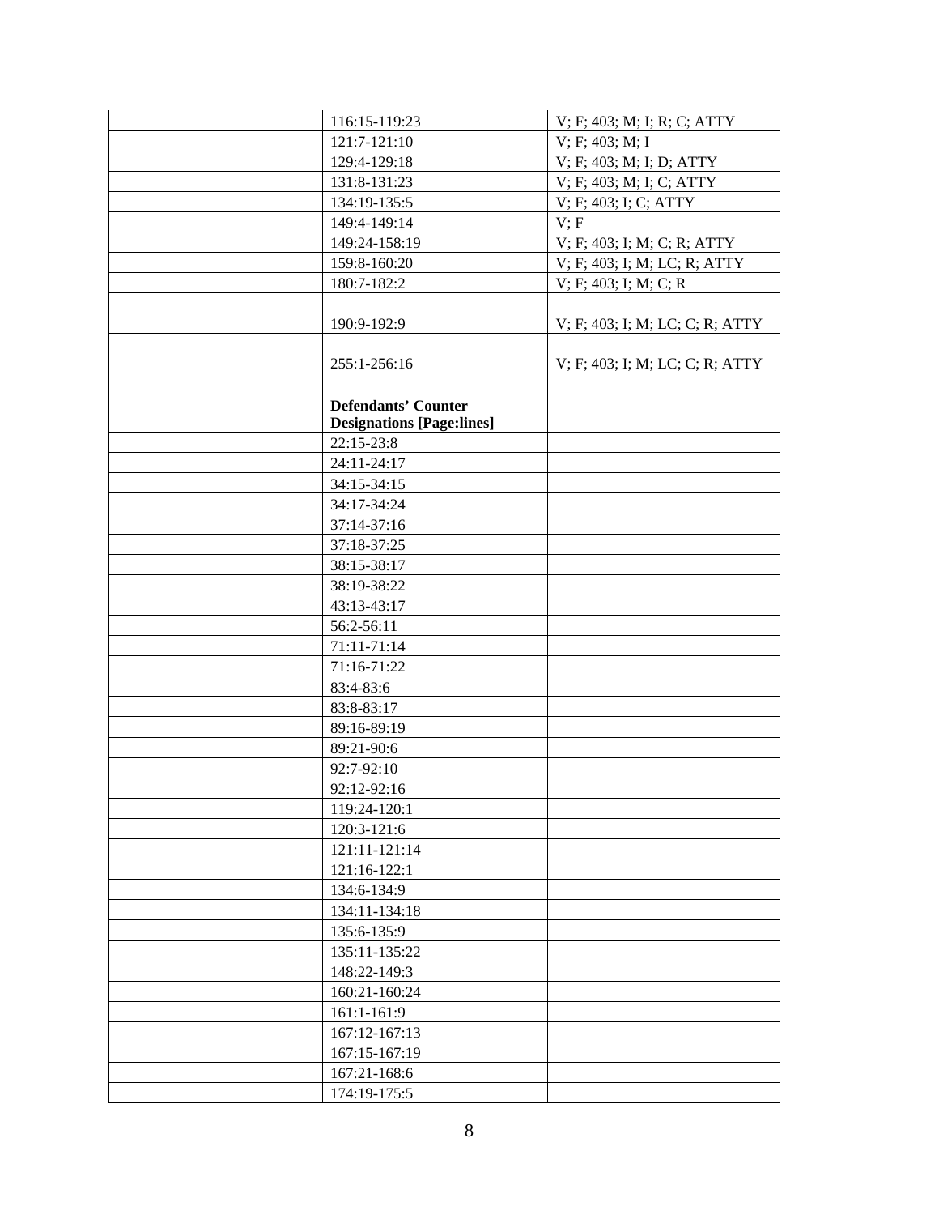| | | |
|---|---|---|
| | 116:15-119:23 | V; F; 403; M; I; R; C; ATTY |
| | 121:7-121:10 | V; F; 403; M; I |
| | 129:4-129:18 | V; F; 403; M; I; D; ATTY |
| | 131:8-131:23 | V; F; 403; M; I; C; ATTY |
| | 134:19-135:5 | V; F; 403; I; C; ATTY |
| | 149:4-149:14 | V; F |
| | 149:24-158:19 | V; F; 403; I; M; C; R; ATTY |
| | 159:8-160:20 | V; F; 403; I; M; LC; R; ATTY |
| | 180:7-182:2 | V; F; 403; I; M; C; R |
| | 190:9-192:9 | V; F; 403; I; M; LC; C; R; ATTY |
| | 255:1-256:16 | V; F; 403; I; M; LC; C; R; ATTY |
| | **Defendants' Counter Designations [Page:lines]** | |
| | 22:15-23:8 | |
| | 24:11-24:17 | |
| | 34:15-34:15 | |
| | 34:17-34:24 | |
| | 37:14-37:16 | |
| | 37:18-37:25 | |
| | 38:15-38:17 | |
| | 38:19-38:22 | |
| | 43:13-43:17 | |
| | 56:2-56:11 | |
| | 71:11-71:14 | |
| | 71:16-71:22 | |
| | 83:4-83:6 | |
| | 83:8-83:17 | |
| | 89:16-89:19 | |
| | 89:21-90:6 | |
| | 92:7-92:10 | |
| | 92:12-92:16 | |
| | 119:24-120:1 | |
| | 120:3-121:6 | |
| | 121:11-121:14 | |
| | 121:16-122:1 | |
| | 134:6-134:9 | |
| | 134:11-134:18 | |
| | 135:6-135:9 | |
| | 135:11-135:22 | |
| | 148:22-149:3 | |
| | 160:21-160:24 | |
| | 161:1-161:9 | |
| | 167:12-167:13 | |
| | 167:15-167:19 | |
| | 167:21-168:6 | |
| | 174:19-175:5 | |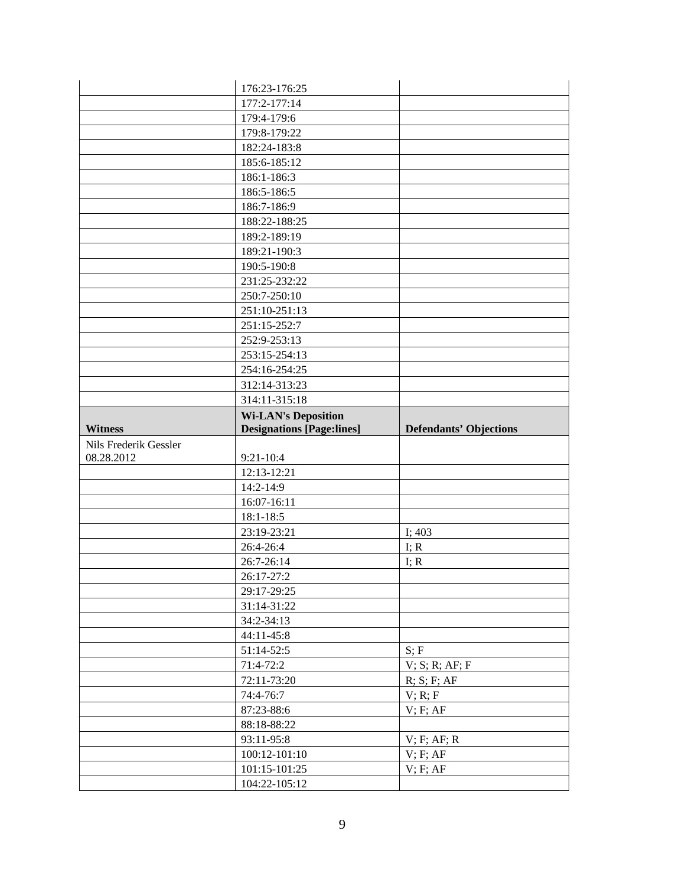| | | |
|---|---|---|
| | 176:23-176:25 | |
| | 177:2-177:14 | |
| | 179:4-179:6 | |
| | 179:8-179:22 | |
| | 182:24-183:8 | |
| | 185:6-185:12 | |
| | 186:1-186:3 | |
| | 186:5-186:5 | |
| | 186:7-186:9 | |
| | 188:22-188:25 | |
| | 189:2-189:19 | |
| | 189:21-190:3 | |
| | 190:5-190:8 | |
| | 231:25-232:22 | |
| | 250:7-250:10 | |
| | 251:10-251:13 | |
| | 251:15-252:7 | |
| | 252:9-253:13 | |
| | 253:15-254:13 | |
| | 254:16-254:25 | |
| | 312:14-313:23 | |
| | 314:11-315:18 | |
| **Witness** | **Wi-LAN's Deposition Designations [Page:lines]** | **Defendants' Objections** |
| Nils Frederik Gessler 08.28.2012 | 9:21-10:4 | |
| | 12:13-12:21 | |
| | 14:2-14:9 | |
| | 16:07-16:11 | |
| | 18:1-18:5 | |
| | 23:19-23:21 | I; 403 |
| | 26:4-26:4 | I; R |
| | 26:7-26:14 | I; R |
| | 26:17-27:2 | |
| | 29:17-29:25 | |
| | 31:14-31:22 | |
| | 34:2-34:13 | |
| | 44:11-45:8 | |
| | 51:14-52:5 | S; F |
| | 71:4-72:2 | V; S; R; AF; F |
| | 72:11-73:20 | R; S; F; AF |
| | 74:4-76:7 | V; R; F |
| | 87:23-88:6 | V; F; AF |
| | 88:18-88:22 | |
| | 93:11-95:8 | V; F; AF; R |
| | 100:12-101:10 | V; F; AF |
| | 101:15-101:25 | V; F; AF |
| | 104:22-105:12 | |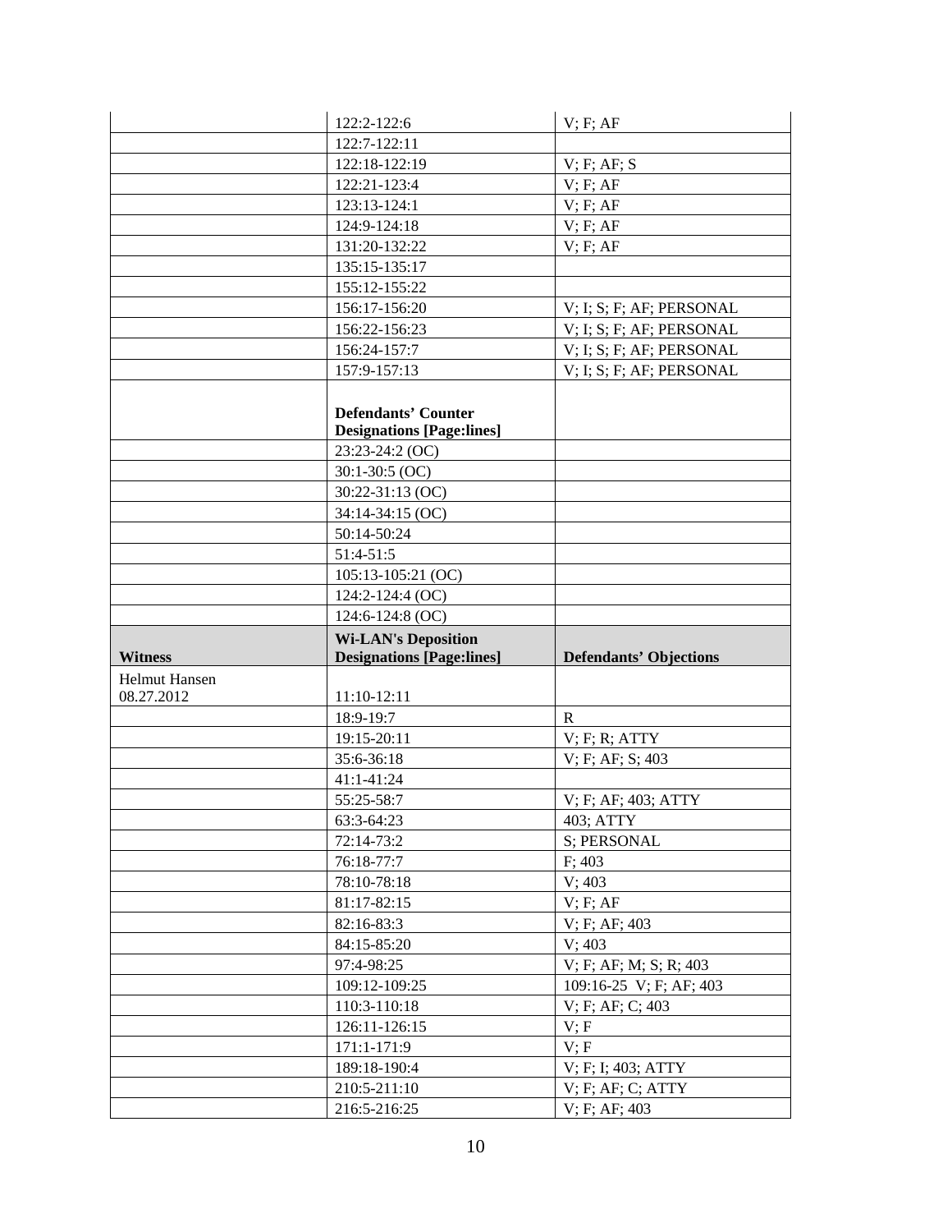| | | |
|---|---|---|
| | 122:2-122:6 | V; F; AF |
| | 122:7-122:11 | |
| | 122:18-122:19 | V; F; AF; S |
| | 122:21-123:4 | V; F; AF |
| | 123:13-124:1 | V; F; AF |
| | 124:9-124:18 | V; F; AF |
| | 131:20-132:22 | V; F; AF |
| | 135:15-135:17 | |
| | 155:12-155:22 | |
| | 156:17-156:20 | V; I; S; F; AF; PERSONAL |
| | 156:22-156:23 | V; I; S; F; AF; PERSONAL |
| | 156:24-157:7 | V; I; S; F; AF; PERSONAL |
| | 157:9-157:13 | V; I; S; F; AF; PERSONAL |
| | **Defendants' Counter Designations [Page:lines]** | |
| | 23:23-24:2 (OC) | |
| | 30:1-30:5 (OC) | |
| | 30:22-31:13 (OC) | |
| | 34:14-34:15 (OC) | |
| | 50:14-50:24 | |
| | 51:4-51:5 | |
| | 105:13-105:21 (OC) | |
| | 124:2-124:4 (OC) | |
| | 124:6-124:8 (OC) | |
| **Witness** | **Wi-LAN's Deposition Designations [Page:lines]** | **Defendants' Objections** |
| Helmut Hansen 08.27.2012 | 11:10-12:11 | |
| | 18:9-19:7 | R |
| | 19:15-20:11 | V; F; R; ATTY |
| | 35:6-36:18 | V; F; AF; S; 403 |
| | 41:1-41:24 | |
| | 55:25-58:7 | V; F; AF; 403; ATTY |
| | 63:3-64:23 | 403; ATTY |
| | 72:14-73:2 | S; PERSONAL |
| | 76:18-77:7 | F; 403 |
| | 78:10-78:18 | V; 403 |
| | 81:17-82:15 | V; F; AF |
| | 82:16-83:3 | V; F; AF; 403 |
| | 84:15-85:20 | V; 403 |
| | 97:4-98:25 | V; F; AF; M; S; R; 403 |
| | 109:12-109:25 | 109:16-25 V; F; AF; 403 |
| | 110:3-110:18 | V; F; AF; C; 403 |
| | 126:11-126:15 | V; F |
| | 171:1-171:9 | V; F |
| | 189:18-190:4 | V; F; I; 403; ATTY |
| | 210:5-211:10 | V; F; AF; C; ATTY |
| | 216:5-216:25 | V; F; AF; 403 |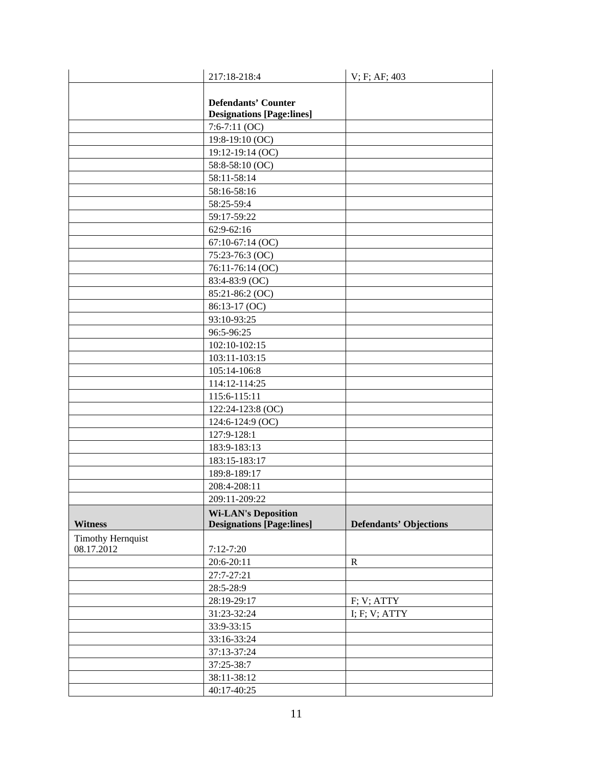| | | |
|---|---|---|
| | 217:18-218:4 | V; F; AF; 403 |
| | **Defendants' Counter Designations [Page:lines]** | |
| | 7:6-7:11 (OC) | |
| | 19:8-19:10 (OC) | |
| | 19:12-19:14 (OC) | |
| | 58:8-58:10 (OC) | |
| | 58:11-58:14 | |
| | 58:16-58:16 | |
| | 58:25-59:4 | |
| | 59:17-59:22 | |
| | 62:9-62:16 | |
| | 67:10-67:14 (OC) | |
| | 75:23-76:3 (OC) | |
| | 76:11-76:14 (OC) | |
| | 83:4-83:9 (OC) | |
| | 85:21-86:2 (OC) | |
| | 86:13-17 (OC) | |
| | 93:10-93:25 | |
| | 96:5-96:25 | |
| | 102:10-102:15 | |
| | 103:11-103:15 | |
| | 105:14-106:8 | |
| | 114:12-114:25 | |
| | 115:6-115:11 | |
| | 122:24-123:8 (OC) | |
| | 124:6-124:9 (OC) | |
| | 127:9-128:1 | |
| | 183:9-183:13 | |
| | 183:15-183:17 | |
| | 189:8-189:17 | |
| | 208:4-208:11 | |
| | 209:11-209:22 | |
| **Witness** | **Wi-LAN's Deposition Designations [Page:lines]** | **Defendants' Objections** |
| Timothy Hernquist 08.17.2012 | 7:12-7:20 | |
| | 20:6-20:11 | R |
| | 27:7-27:21 | |
| | 28:5-28:9 | |
| | 28:19-29:17 | F; V; ATTY |
| | 31:23-32:24 | I; F; V; ATTY |
| | 33:9-33:15 | |
| | 33:16-33:24 | |
| | 37:13-37:24 | |
| | 37:25-38:7 | |
| | 38:11-38:12 | |
| | 40:17-40:25 | |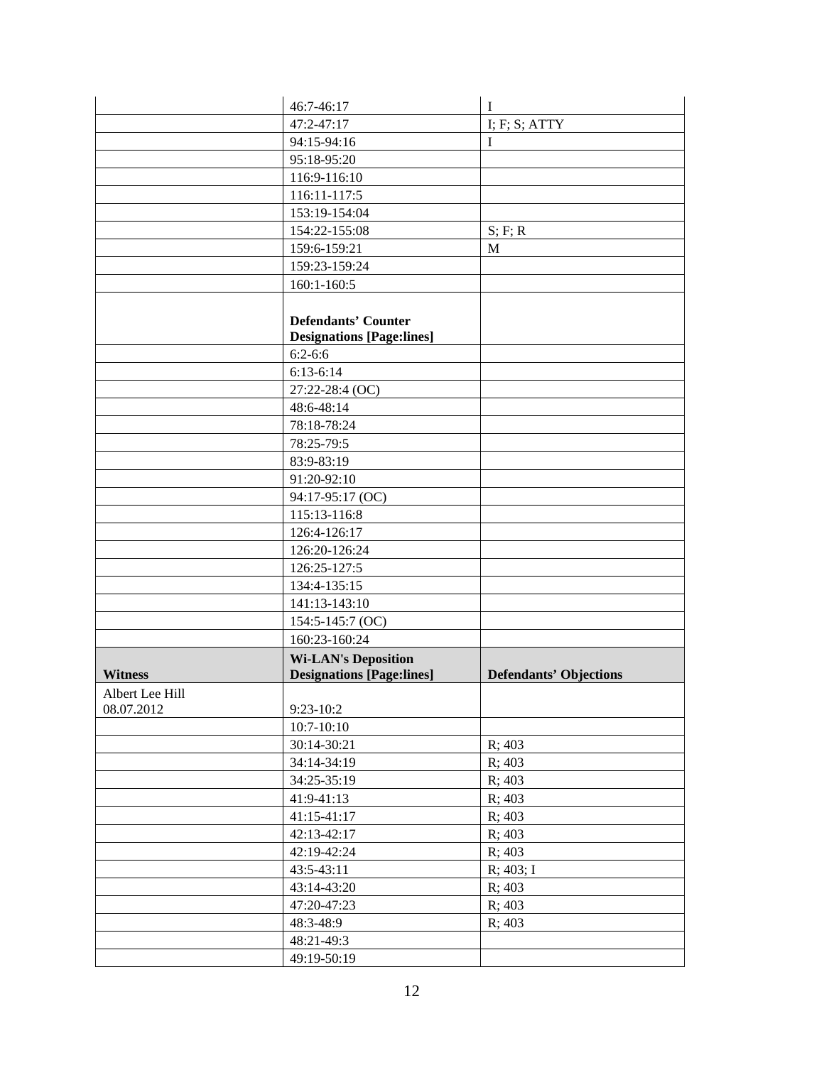| | | |
|---|---|---|
| | 46:7-46:17 | I |
| | 47:2-47:17 | I; F; S; ATTY |
| | 94:15-94:16 | I |
| | 95:18-95:20 | |
| | 116:9-116:10 | |
| | 116:11-117:5 | |
| | 153:19-154:04 | |
| | 154:22-155:08 | S; F; R |
| | 159:6-159:21 | M |
| | 159:23-159:24 | |
| | 160:1-160:5 | |
| | **Defendants' Counter Designations [Page:lines]** | |
| | 6:2-6:6 | |
| | 6:13-6:14 | |
| | 27:22-28:4 (OC) | |
| | 48:6-48:14 | |
| | 78:18-78:24 | |
| | 78:25-79:5 | |
| | 83:9-83:19 | |
| | 91:20-92:10 | |
| | 94:17-95:17 (OC) | |
| | 115:13-116:8 | |
| | 126:4-126:17 | |
| | 126:20-126:24 | |
| | 126:25-127:5 | |
| | 134:4-135:15 | |
| | 141:13-143:10 | |
| | 154:5-145:7 (OC) | |
| | 160:23-160:24 | |
| **Witness** | **Wi-LAN's Deposition Designations [Page:lines]** | **Defendants' Objections** |
| Albert Lee Hill 08.07.2012 | 9:23-10:2 | |
| | 10:7-10:10 | |
| | 30:14-30:21 | R; 403 |
| | 34:14-34:19 | R; 403 |
| | 34:25-35:19 | R; 403 |
| | 41:9-41:13 | R; 403 |
| | 41:15-41:17 | R; 403 |
| | 42:13-42:17 | R; 403 |
| | 42:19-42:24 | R; 403 |
| | 43:5-43:11 | R; 403; I |
| | 43:14-43:20 | R; 403 |
| | 47:20-47:23 | R; 403 |
| | 48:3-48:9 | R; 403 |
| | 48:21-49:3 | |
| | 49:19-50:19 | |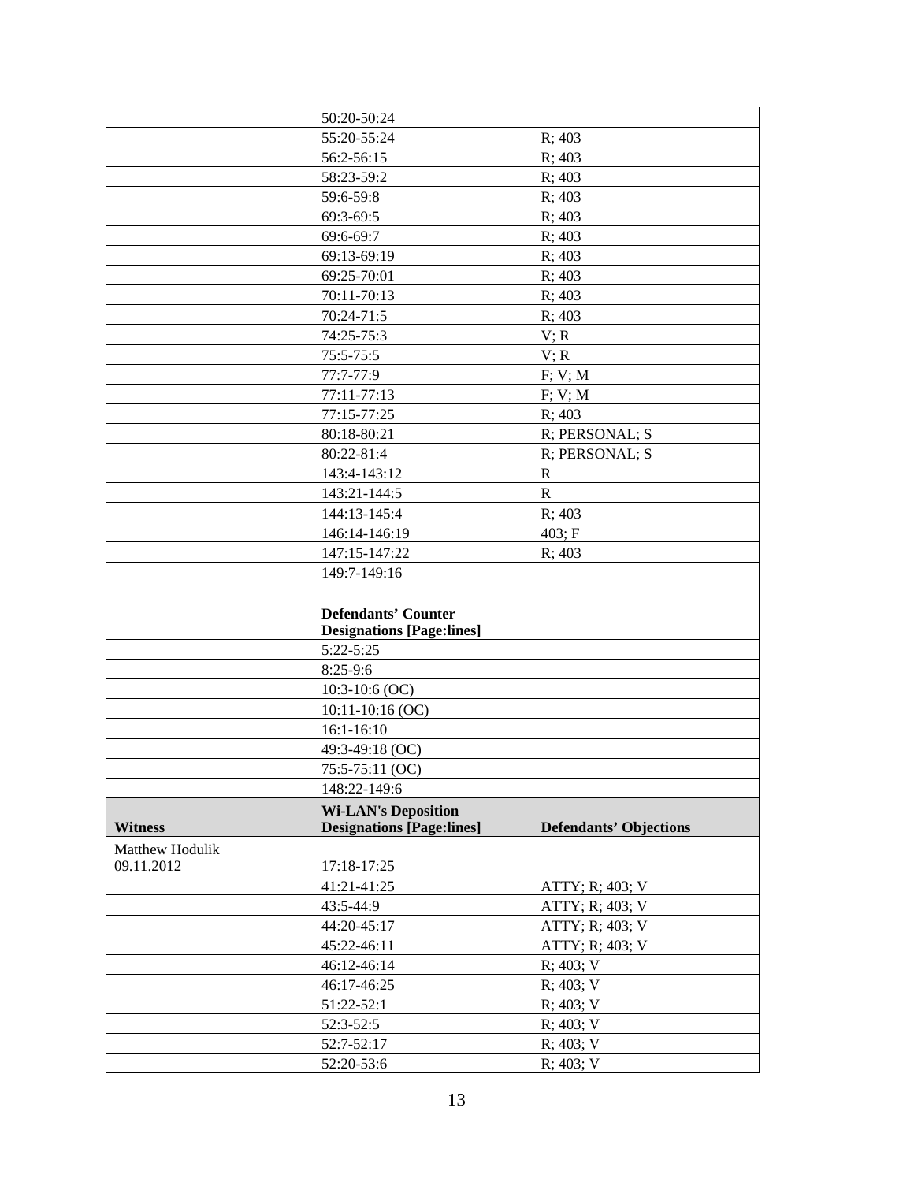| | | |
|---|---|---|
| | 50:20-50:24 | |
| | 55:20-55:24 | R; 403 |
| | 56:2-56:15 | R; 403 |
| | 58:23-59:2 | R; 403 |
| | 59:6-59:8 | R; 403 |
| | 69:3-69:5 | R; 403 |
| | 69:6-69:7 | R; 403 |
| | 69:13-69:19 | R; 403 |
| | 69:25-70:01 | R; 403 |
| | 70:11-70:13 | R; 403 |
| | 70:24-71:5 | R; 403 |
| | 74:25-75:3 | V; R |
| | 75:5-75:5 | V; R |
| | 77:7-77:9 | F; V; M |
| | 77:11-77:13 | F; V; M |
| | 77:15-77:25 | R; 403 |
| | 80:18-80:21 | R; PERSONAL; S |
| | 80:22-81:4 | R; PERSONAL; S |
| | 143:4-143:12 | R |
| | 143:21-144:5 | R |
| | 144:13-145:4 | R; 403 |
| | 146:14-146:19 | 403; F |
| | 147:15-147:22 | R; 403 |
| | 149:7-149:16 | |
| | **Defendants' Counter Designations [Page:lines]** | |
| | 5:22-5:25 | |
| | 8:25-9:6 | |
| | 10:3-10:6 (OC) | |
| | 10:11-10:16 (OC) | |
| | 16:1-16:10 | |
| | 49:3-49:18 (OC) | |
| | 75:5-75:11 (OC) | |
| | 148:22-149:6 | |
| **Witness** | **Wi-LAN's Deposition Designations [Page:lines]** | **Defendants' Objections** |
| Matthew Hodulik 09.11.2012 | 17:18-17:25 | |
| | 41:21-41:25 | ATTY; R; 403; V |
| | 43:5-44:9 | ATTY; R; 403; V |
| | 44:20-45:17 | ATTY; R; 403; V |
| | 45:22-46:11 | ATTY; R; 403; V |
| | 46:12-46:14 | R; 403; V |
| | 46:17-46:25 | R; 403; V |
| | 51:22-52:1 | R; 403; V |
| | 52:3-52:5 | R; 403; V |
| | 52:7-52:17 | R; 403; V |
| | 52:20-53:6 | R; 403; V |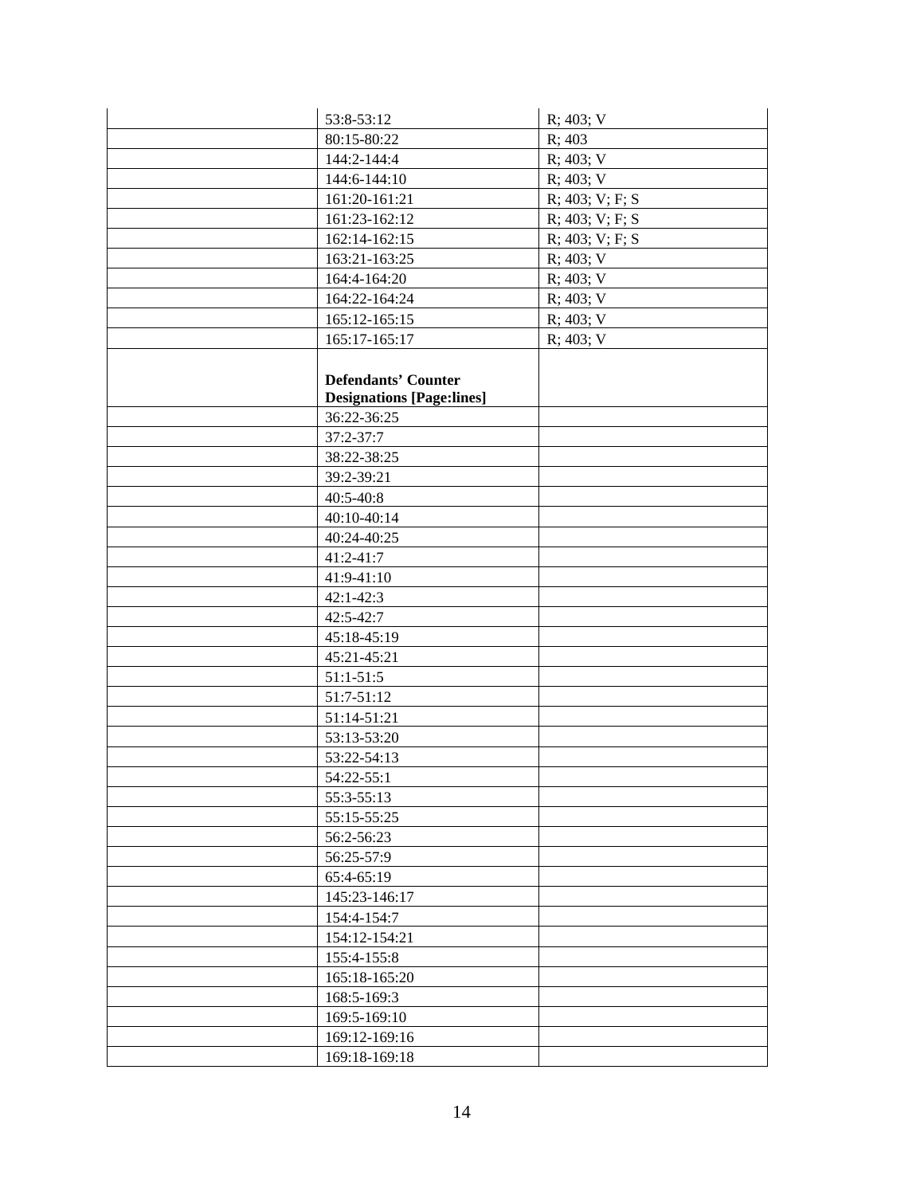| | | |
|---|---|---|
| | 53:8-53:12 | R; 403; V |
| | 80:15-80:22 | R; 403 |
| | 144:2-144:4 | R; 403; V |
| | 144:6-144:10 | R; 403; V |
| | 161:20-161:21 | R; 403; V; F; S |
| | 161:23-162:12 | R; 403; V; F; S |
| | 162:14-162:15 | R; 403; V; F; S |
| | 163:21-163:25 | R; 403; V |
| | 164:4-164:20 | R; 403; V |
| | 164:22-164:24 | R; 403; V |
| | 165:12-165:15 | R; 403; V |
| | 165:17-165:17 | R; 403; V |
| | **Defendants' Counter Designations [Page:lines]** | |
| | 36:22-36:25 | |
| | 37:2-37:7 | |
| | 38:22-38:25 | |
| | 39:2-39:21 | |
| | 40:5-40:8 | |
| | 40:10-40:14 | |
| | 40:24-40:25 | |
| | 41:2-41:7 | |
| | 41:9-41:10 | |
| | 42:1-42:3 | |
| | 42:5-42:7 | |
| | 45:18-45:19 | |
| | 45:21-45:21 | |
| | 51:1-51:5 | |
| | 51:7-51:12 | |
| | 51:14-51:21 | |
| | 53:13-53:20 | |
| | 53:22-54:13 | |
| | 54:22-55:1 | |
| | 55:3-55:13 | |
| | 55:15-55:25 | |
| | 56:2-56:23 | |
| | 56:25-57:9 | |
| | 65:4-65:19 | |
| | 145:23-146:17 | |
| | 154:4-154:7 | |
| | 154:12-154:21 | |
| | 155:4-155:8 | |
| | 165:18-165:20 | |
| | 168:5-169:3 | |
| | 169:5-169:10 | |
| | 169:12-169:16 | |
| | 169:18-169:18 | |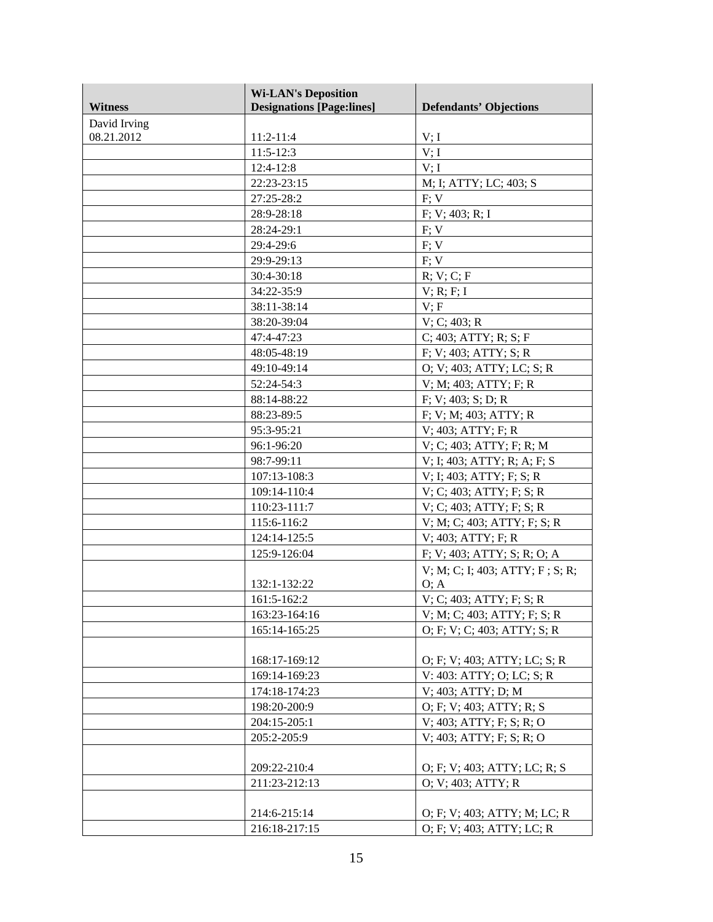| Witness | Wi-LAN's Deposition Designations [Page:lines] | Defendants' Objections |
| --- | --- | --- |
| David Irving 08.21.2012 | 11:2-11:4 | V; I |
| | 11:5-12:3 | V; I |
| | 12:4-12:8 | V; I |
| | 22:23-23:15 | M; I; ATTY; LC; 403; S |
| | 27:25-28:2 | F; V |
| | 28:9-28:18 | F; V; 403; R; I |
| | 28:24-29:1 | F; V |
| | 29:4-29:6 | F; V |
| | 29:9-29:13 | F; V |
| | 30:4-30:18 | R; V; C; F |
| | 34:22-35:9 | V; R; F; I |
| | 38:11-38:14 | V; F |
| | 38:20-39:04 | V; C; 403; R |
| | 47:4-47:23 | C; 403; ATTY; R; S; F |
| | 48:05-48:19 | F; V; 403; ATTY; S; R |
| | 49:10-49:14 | O; V; 403; ATTY; LC; S; R |
| | 52:24-54:3 | V; M; 403; ATTY; F; R |
| | 88:14-88:22 | F; V; 403; S; D; R |
| | 88:23-89:5 | F; V; M; 403; ATTY; R |
| | 95:3-95:21 | V; 403; ATTY; F; R |
| | 96:1-96:20 | V; C; 403; ATTY; F; R; M |
| | 98:7-99:11 | V; I; 403; ATTY; R; A; F; S |
| | 107:13-108:3 | V; I; 403; ATTY; F; S; R |
| | 109:14-110:4 | V; C; 403; ATTY; F; S; R |
| | 110:23-111:7 | V; C; 403; ATTY; F; S; R |
| | 115:6-116:2 | V; M; C; 403; ATTY; F; S; R |
| | 124:14-125:5 | V; 403; ATTY; F; R |
| | 125:9-126:04 | F; V; 403; ATTY; S; R; O; A |
| | 132:1-132:22 | V; M; C; I; 403; ATTY; F ; S; R; O; A |
| | 161:5-162:2 | V; C; 403; ATTY; F; S; R |
| | 163:23-164:16 | V; M; C; 403; ATTY; F; S; R |
| | 165:14-165:25 | O; F; V; C; 403; ATTY; S; R |
| | 168:17-169:12 | O; F; V; 403; ATTY; LC; S; R |
| | 169:14-169:23 | V: 403: ATTY; O; LC; S; R |
| | 174:18-174:23 | V; 403; ATTY; D; M |
| | 198:20-200:9 | O; F; V; 403; ATTY; R; S |
| | 204:15-205:1 | V; 403; ATTY; F; S; R; O |
| | 205:2-205:9 | V; 403; ATTY; F; S; R; O |
| | 209:22-210:4 | O; F; V; 403; ATTY; LC; R; S |
| | 211:23-212:13 | O; V; 403; ATTY; R |
| | 214:6-215:14 | O; F; V; 403; ATTY; M; LC; R |
| | 216:18-217:15 | O; F; V; 403; ATTY; LC; R |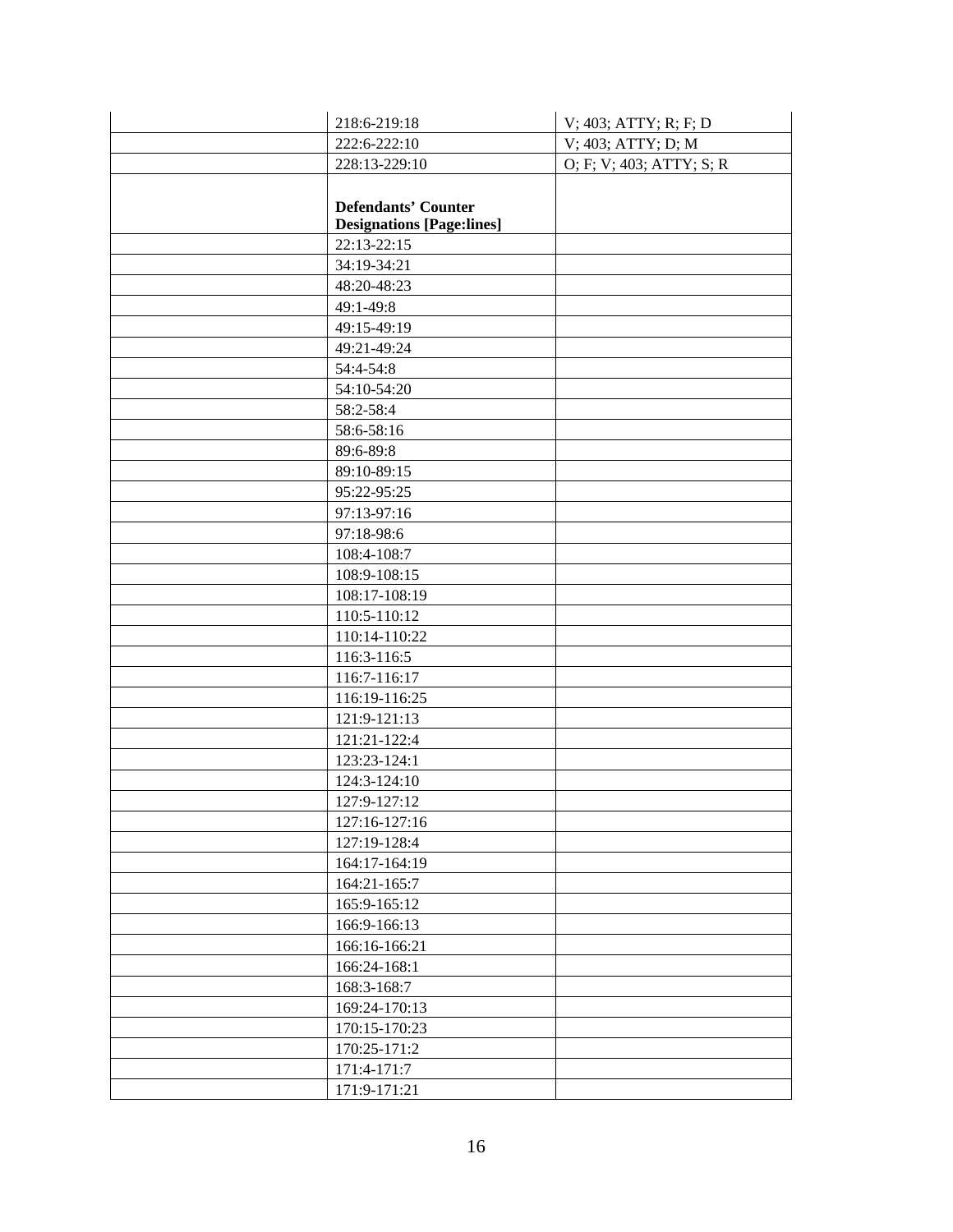| | | |
|---|---|---|
| | 218:6-219:18 | V; 403; ATTY; R; F; D |
| | 222:6-222:10 | V; 403; ATTY; D; M |
| | 228:13-229:10 | O; F; V; 403; ATTY; S; R |
| | **Defendants' Counter Designations [Page:lines]** | |
| | 22:13-22:15 | |
| | 34:19-34:21 | |
| | 48:20-48:23 | |
| | 49:1-49:8 | |
| | 49:15-49:19 | |
| | 49:21-49:24 | |
| | 54:4-54:8 | |
| | 54:10-54:20 | |
| | 58:2-58:4 | |
| | 58:6-58:16 | |
| | 89:6-89:8 | |
| | 89:10-89:15 | |
| | 95:22-95:25 | |
| | 97:13-97:16 | |
| | 97:18-98:6 | |
| | 108:4-108:7 | |
| | 108:9-108:15 | |
| | 108:17-108:19 | |
| | 110:5-110:12 | |
| | 110:14-110:22 | |
| | 116:3-116:5 | |
| | 116:7-116:17 | |
| | 116:19-116:25 | |
| | 121:9-121:13 | |
| | 121:21-122:4 | |
| | 123:23-124:1 | |
| | 124:3-124:10 | |
| | 127:9-127:12 | |
| | 127:16-127:16 | |
| | 127:19-128:4 | |
| | 164:17-164:19 | |
| | 164:21-165:7 | |
| | 165:9-165:12 | |
| | 166:9-166:13 | |
| | 166:16-166:21 | |
| | 166:24-168:1 | |
| | 168:3-168:7 | |
| | 169:24-170:13 | |
| | 170:15-170:23 | |
| | 170:25-171:2 | |
| | 171:4-171:7 | |
| | 171:9-171:21 | |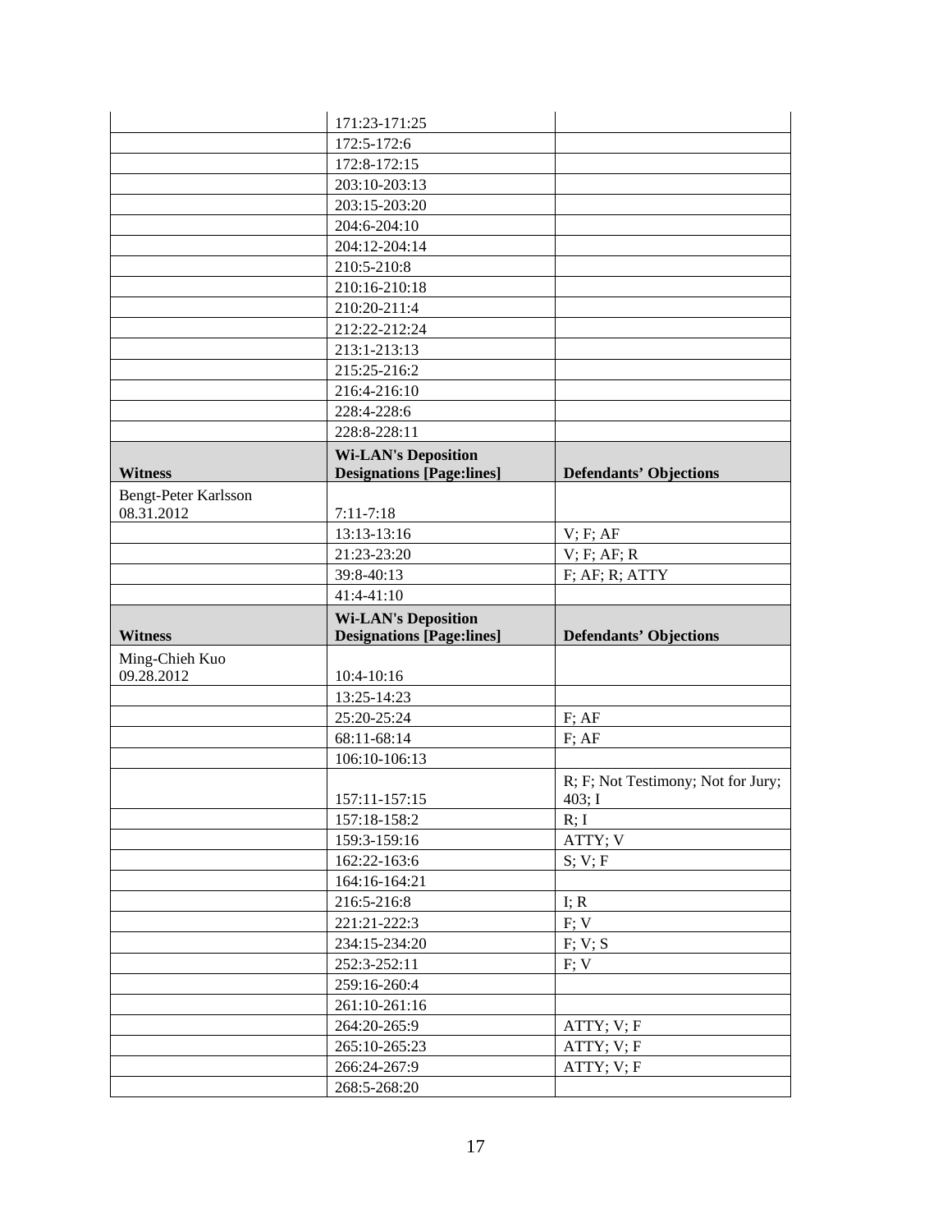| | | |
|---|---|---|
| | 171:23-171:25 | |
| | 172:5-172:6 | |
| | 172:8-172:15 | |
| | 203:10-203:13 | |
| | 203:15-203:20 | |
| | 204:6-204:10 | |
| | 204:12-204:14 | |
| | 210:5-210:8 | |
| | 210:16-210:18 | |
| | 210:20-211:4 | |
| | 212:22-212:24 | |
| | 213:1-213:13 | |
| | 215:25-216:2 | |
| | 216:4-216:10 | |
| | 228:4-228:6 | |
| | 228:8-228:11 | |
| **Witness** | **Wi-LAN's Deposition Designations [Page:lines]** | **Defendants' Objections** |
| Bengt-Peter Karlsson 08.31.2012 | 7:11-7:18 | |
| | 13:13-13:16 | V; F; AF |
| | 21:23-23:20 | V; F; AF; R |
| | 39:8-40:13 | F; AF; R; ATTY |
| | 41:4-41:10 | |
| **Witness** | **Wi-LAN's Deposition Designations [Page:lines]** | **Defendants' Objections** |
| Ming-Chieh Kuo 09.28.2012 | 10:4-10:16 | |
| | 13:25-14:23 | |
| | 25:20-25:24 | F; AF |
| | 68:11-68:14 | F; AF |
| | 106:10-106:13 | |
| | 157:11-157:15 | R; F; Not Testimony; Not for Jury; 403; I |
| | 157:18-158:2 | R; I |
| | 159:3-159:16 | ATTY; V |
| | 162:22-163:6 | S; V; F |
| | 164:16-164:21 | |
| | 216:5-216:8 | I; R |
| | 221:21-222:3 | F; V |
| | 234:15-234:20 | F; V; S |
| | 252:3-252:11 | F; V |
| | 259:16-260:4 | |
| | 261:10-261:16 | |
| | 264:20-265:9 | ATTY; V; F |
| | 265:10-265:23 | ATTY; V; F |
| | 266:24-267:9 | ATTY; V; F |
| | 268:5-268:20 | |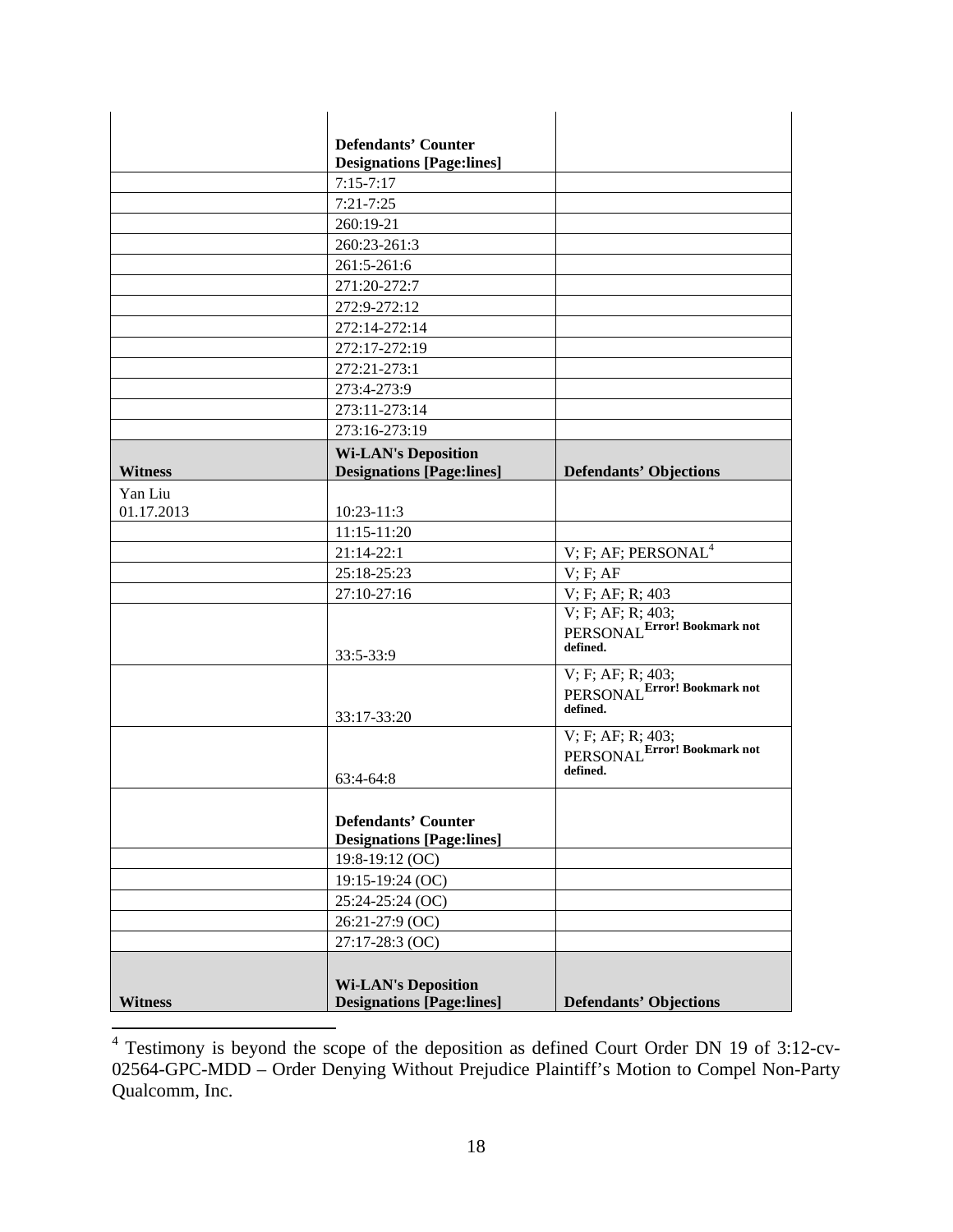| | Defendants' Counter Designations [Page:lines] | |
|---|---|---|
| | 7:15-7:17 | |
| | 7:21-7:25 | |
| | 260:19-21 | |
| | 260:23-261:3 | |
| | 261:5-261:6 | |
| | 271:20-272:7 | |
| | 272:9-272:12 | |
| | 272:14-272:14 | |
| | 272:17-272:19 | |
| | 272:21-273:1 | |
| | 273:4-273:9 | |
| | 273:11-273:14 | |
| | 273:16-273:19 | |
| **Witness** | **Wi-LAN's Deposition Designations [Page:lines]** | **Defendants' Objections** |
| Yan Liu 01.17.2013 | 10:23-11:3 | |
| | 11:15-11:20 | |
| | 21:14-22:1 | V; F; AF; PERSONAL[4] |
| | 25:18-25:23 | V; F; AF |
| | 27:10-27:16 | V; F; AF; R; 403 |
| | 33:5-33:9 | V; F; AF; R; 403; PERSONAL**Error! Bookmark not defined.** |
| | 33:17-33:20 | V; F; AF; R; 403; PERSONAL**Error! Bookmark not defined.** |
| | 63:4-64:8 | V; F; AF; R; 403; PERSONAL**Error! Bookmark not defined.** |
| | **Defendants' Counter Designations [Page:lines]** | |
| | 19:8-19:12 (OC) | |
| | 19:15-19:24 (OC) | |
| | 25:24-25:24 (OC) | |
| | 26:21-27:9 (OC) | |
| | 27:17-28:3 (OC) | |
| **Witness** | **Wi-LAN's Deposition Designations [Page:lines]** | **Defendants' Objections** |

[4] Testimony is beyond the scope of the deposition as defined Court Order DN 19 of 3:12-cv-02564-GPC-MDD – Order Denying Without Prejudice Plaintiff's Motion to Compel Non-Party Qualcomm, Inc.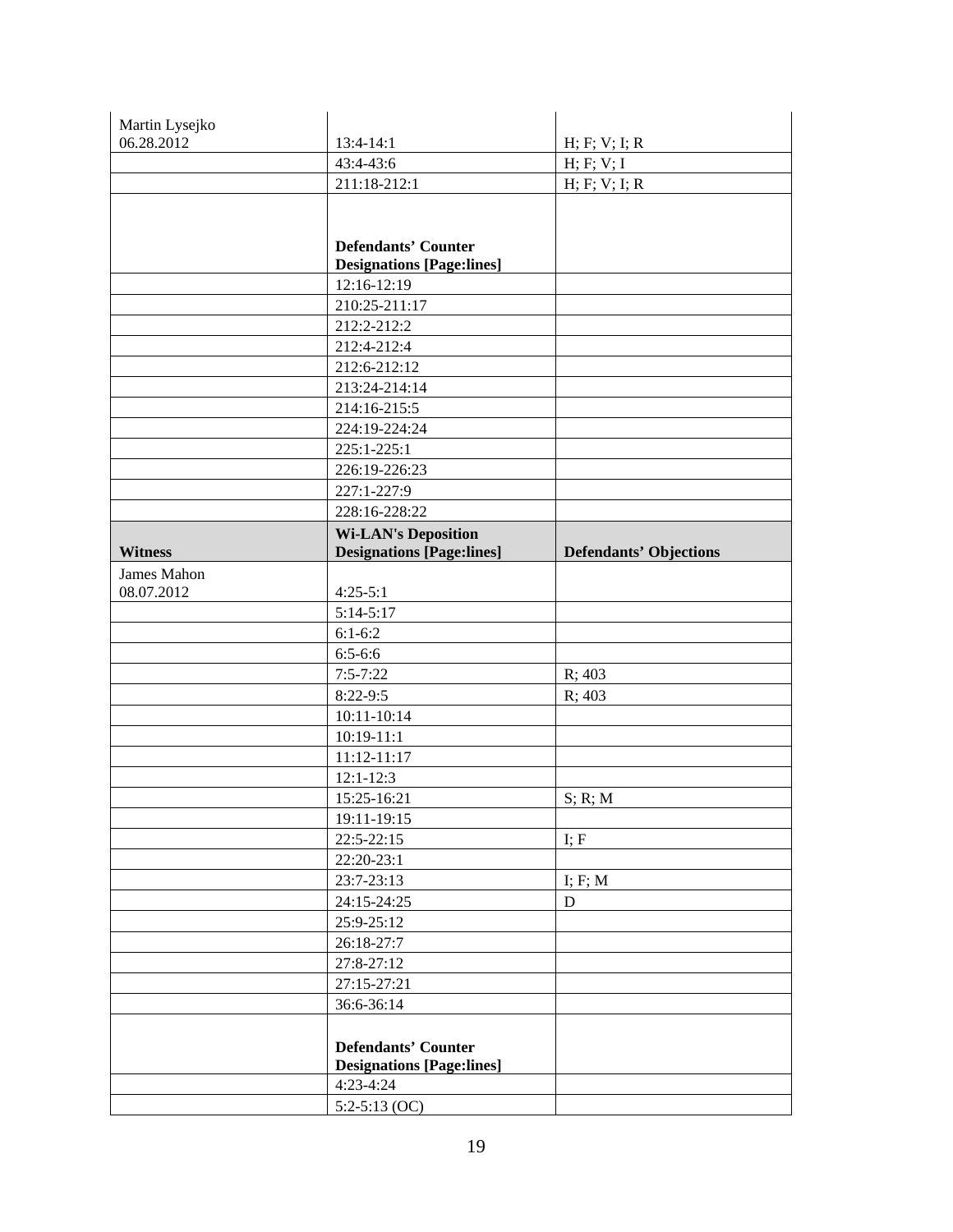| | | |
|---|---|---|
| Martin Lysejko 06.28.2012 | 13:4-14:1 | H; F; V; I; R |
| | 43:4-43:6 | H; F; V; I |
| | 211:18-212:1 | H; F; V; I; R |
| | **Defendants' Counter Designations [Page:lines]** | |
| | 12:16-12:19 | |
| | 210:25-211:17 | |
| | 212:2-212:2 | |
| | 212:4-212:4 | |
| | 212:6-212:12 | |
| | 213:24-214:14 | |
| | 214:16-215:5 | |
| | 224:19-224:24 | |
| | 225:1-225:1 | |
| | 226:19-226:23 | |
| | 227:1-227:9 | |
| | 228:16-228:22 | |
| **Witness** | **Wi-LAN's Deposition Designations [Page:lines]** | **Defendants' Objections** |
| James Mahon 08.07.2012 | 4:25-5:1 | |
| | 5:14-5:17 | |
| | 6:1-6:2 | |
| | 6:5-6:6 | |
| | 7:5-7:22 | R; 403 |
| | 8:22-9:5 | R; 403 |
| | 10:11-10:14 | |
| | 10:19-11:1 | |
| | 11:12-11:17 | |
| | 12:1-12:3 | |
| | 15:25-16:21 | S; R; M |
| | 19:11-19:15 | |
| | 22:5-22:15 | I; F |
| | 22:20-23:1 | |
| | 23:7-23:13 | I; F; M |
| | 24:15-24:25 | D |
| | 25:9-25:12 | |
| | 26:18-27:7 | |
| | 27:8-27:12 | |
| | 27:15-27:21 | |
| | 36:6-36:14 | |
| | **Defendants' Counter Designations [Page:lines]** | |
| | 4:23-4:24 | |
| | 5:2-5:13 (OC) | |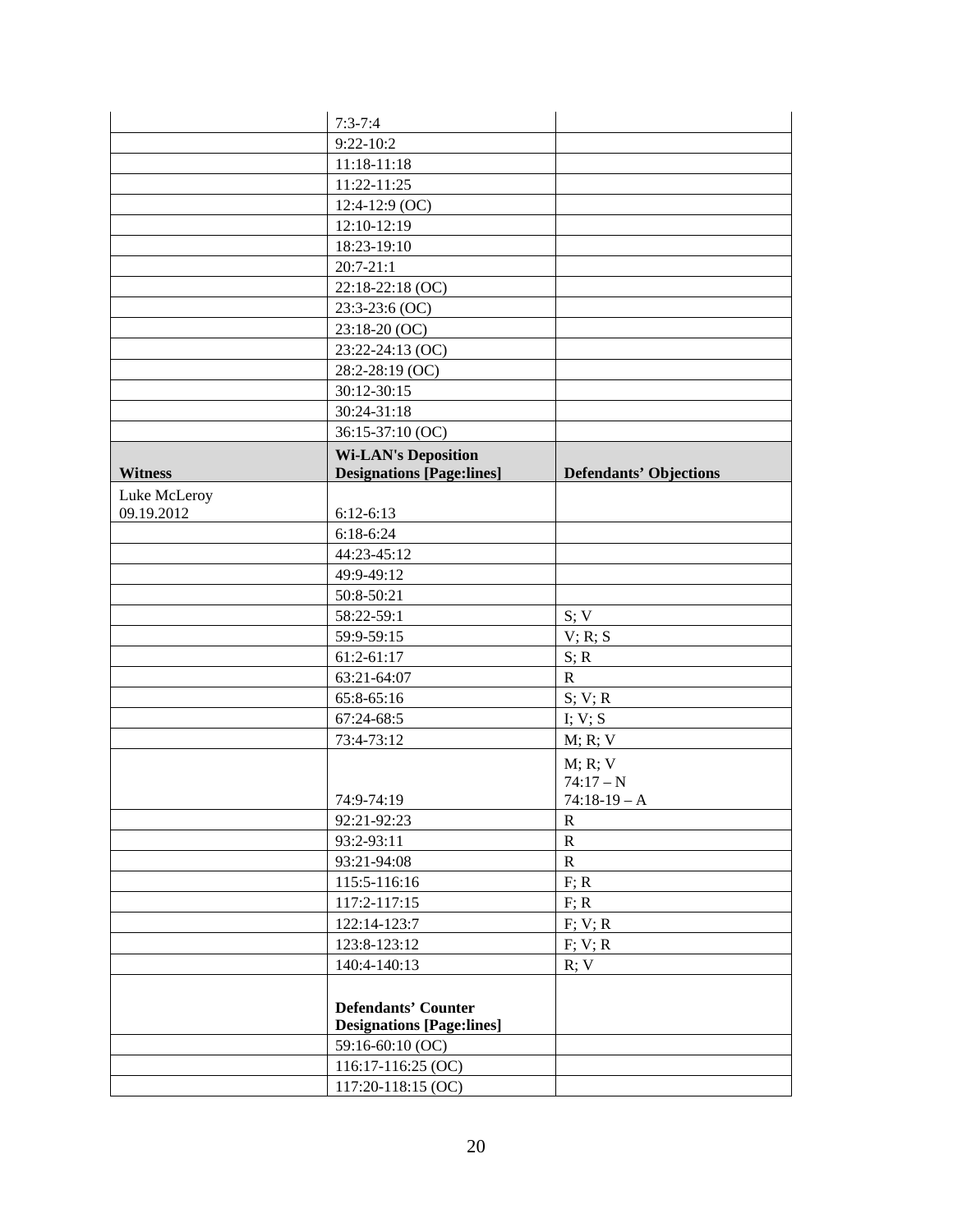| | | |
|---|---|---|
| | 7:3-7:4 | |
| | 9:22-10:2 | |
| | 11:18-11:18 | |
| | 11:22-11:25 | |
| | 12:4-12:9 (OC) | |
| | 12:10-12:19 | |
| | 18:23-19:10 | |
| | 20:7-21:1 | |
| | 22:18-22:18 (OC) | |
| | 23:3-23:6 (OC) | |
| | 23:18-20 (OC) | |
| | 23:22-24:13 (OC) | |
| | 28:2-28:19 (OC) | |
| | 30:12-30:15 | |
| | 30:24-31:18 | |
| | 36:15-37:10 (OC) | |
| **Witness** | **Wi-LAN's Deposition Designations [Page:lines]** | **Defendants' Objections** |
| Luke McLeroy 09.19.2012 | 6:12-6:13 | |
| | 6:18-6:24 | |
| | 44:23-45:12 | |
| | 49:9-49:12 | |
| | 50:8-50:21 | |
| | 58:22-59:1 | S; V |
| | 59:9-59:15 | V; R; S |
| | 61:2-61:17 | S; R |
| | 63:21-64:07 | R |
| | 65:8-65:16 | S; V; R |
| | 67:24-68:5 | I; V; S |
| | 73:4-73:12 | M; R; V |
| | 74:9-74:19 | M; R; V<br>74:17 – N<br>74:18-19 – A |
| | 92:21-92:23 | R |
| | 93:2-93:11 | R |
| | 93:21-94:08 | R |
| | 115:5-116:16 | F; R |
| | 117:2-117:15 | F; R |
| | 122:14-123:7 | F; V; R |
| | 123:8-123:12 | F; V; R |
| | 140:4-140:13 | R; V |
| | **Defendants' Counter Designations [Page:lines]** | |
| | 59:16-60:10 (OC) | |
| | 116:17-116:25 (OC) | |
| | 117:20-118:15 (OC) | |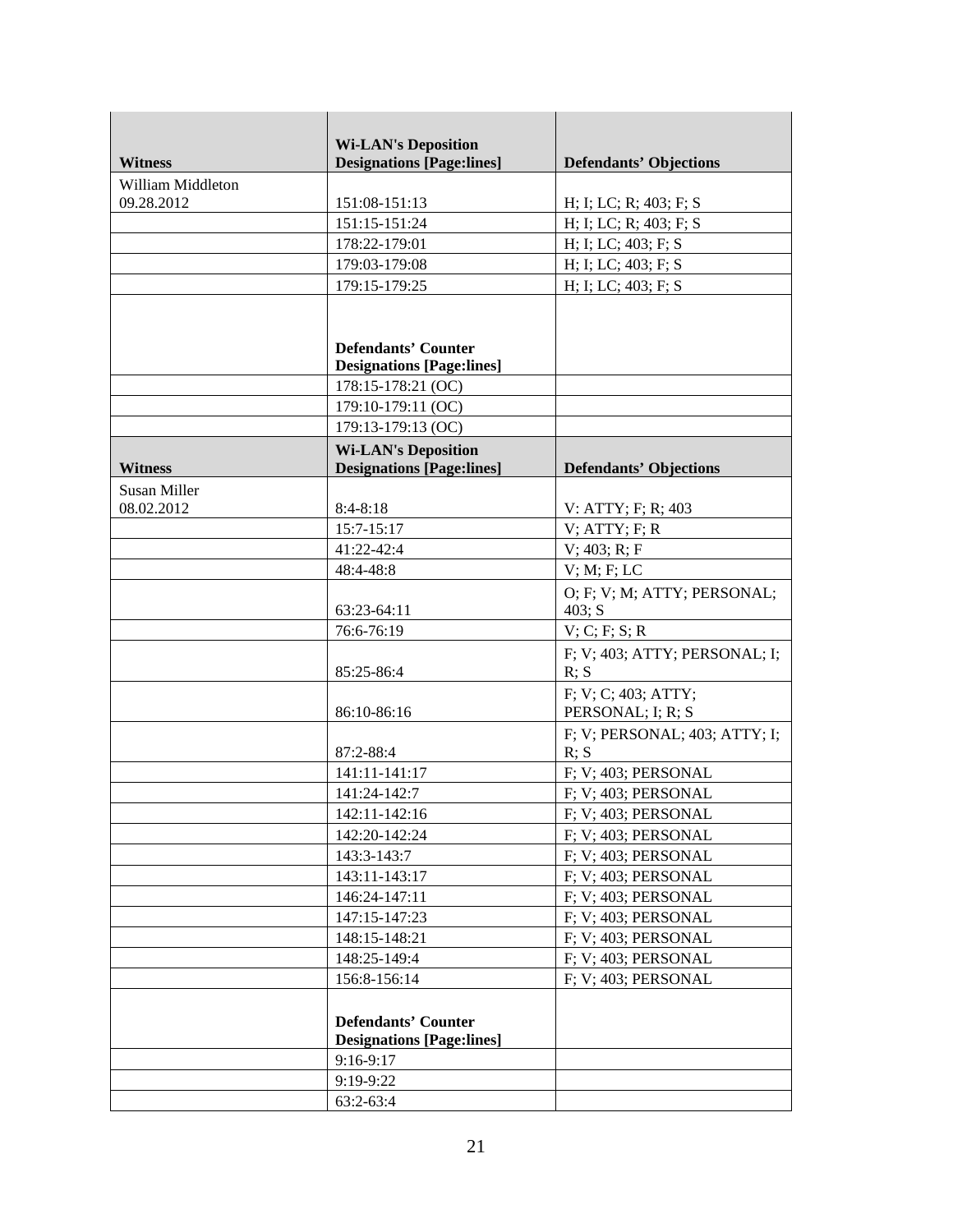| Witness | Wi-LAN's Deposition Designations [Page:lines] | Defendants' Objections |
|---|---|---|
| William Middleton 09.28.2012 | 151:08-151:13 | H; I; LC; R; 403; F; S |
| | 151:15-151:24 | H; I; LC; R; 403; F; S |
| | 178:22-179:01 | H; I; LC; 403; F; S |
| | 179:03-179:08 | H; I; LC; 403; F; S |
| | 179:15-179:25 | H; I; LC; 403; F; S |
| | **Defendants' Counter Designations [Page:lines]** | |
| | 178:15-178:21 (OC) | |
| | 179:10-179:11 (OC) | |
| | 179:13-179:13 (OC) | |
| **Witness** | **Wi-LAN's Deposition Designations [Page:lines]** | **Defendants' Objections** |
| Susan Miller 08.02.2012 | 8:4-8:18 | V: ATTY; F; R; 403 |
| | 15:7-15:17 | V; ATTY; F; R |
| | 41:22-42:4 | V; 403; R; F |
| | 48:4-48:8 | V; M; F; LC |
| | 63:23-64:11 | O; F; V; M; ATTY; PERSONAL; 403; S |
| | 76:6-76:19 | V; C; F; S; R |
| | 85:25-86:4 | F; V; 403; ATTY; PERSONAL; I; R; S |
| | 86:10-86:16 | F; V; C; 403; ATTY; PERSONAL; I; R; S |
| | 87:2-88:4 | F; V; PERSONAL; 403; ATTY; I; R; S |
| | 141:11-141:17 | F; V; 403; PERSONAL |
| | 141:24-142:7 | F; V; 403; PERSONAL |
| | 142:11-142:16 | F; V; 403; PERSONAL |
| | 142:20-142:24 | F; V; 403; PERSONAL |
| | 143:3-143:7 | F; V; 403; PERSONAL |
| | 143:11-143:17 | F; V; 403; PERSONAL |
| | 146:24-147:11 | F; V; 403; PERSONAL |
| | 147:15-147:23 | F; V; 403; PERSONAL |
| | 148:15-148:21 | F; V; 403; PERSONAL |
| | 148:25-149:4 | F; V; 403; PERSONAL |
| | 156:8-156:14 | F; V; 403; PERSONAL |
| | **Defendants' Counter Designations [Page:lines]** | |
| | 9:16-9:17 | |
| | 9:19-9:22 | |
| | 63:2-63:4 | |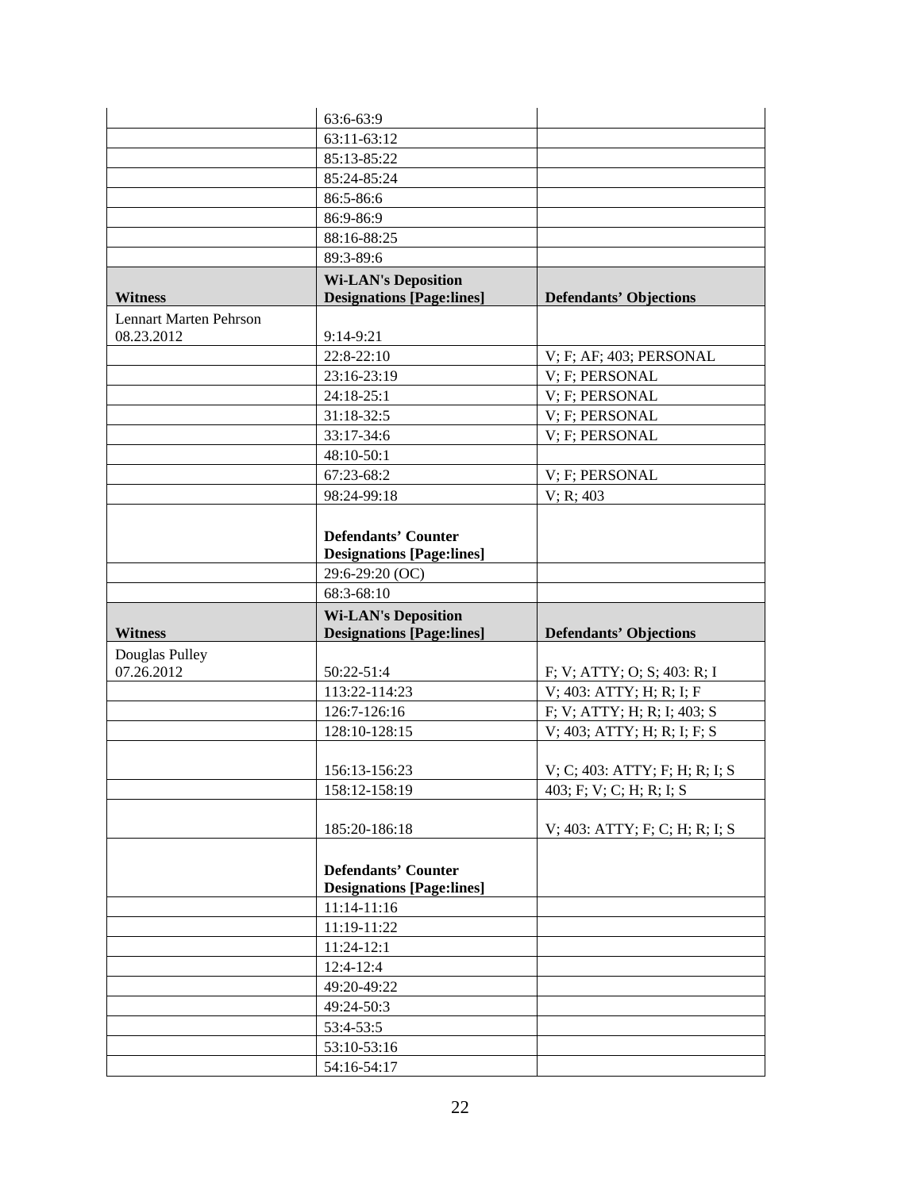| | | |
|---|---|---|
| | 63:6-63:9 | |
| | 63:11-63:12 | |
| | 85:13-85:22 | |
| | 85:24-85:24 | |
| | 86:5-86:6 | |
| | 86:9-86:9 | |
| | 88:16-88:25 | |
| | 89:3-89:6 | |
| **Witness** | **Wi-LAN's Deposition Designations [Page:lines]** | **Defendants' Objections** |
| Lennart Marten Pehrson 08.23.2012 | 9:14-9:21 | |
| | 22:8-22:10 | V; F; AF; 403; PERSONAL |
| | 23:16-23:19 | V; F; PERSONAL |
| | 24:18-25:1 | V; F; PERSONAL |
| | 31:18-32:5 | V; F; PERSONAL |
| | 33:17-34:6 | V; F; PERSONAL |
| | 48:10-50:1 | |
| | 67:23-68:2 | V; F; PERSONAL |
| | 98:24-99:18 | V; R; 403 |
| | **Defendants' Counter Designations [Page:lines]** | |
| | 29:6-29:20 (OC) | |
| | 68:3-68:10 | |
| **Witness** | **Wi-LAN's Deposition Designations [Page:lines]** | **Defendants' Objections** |
| Douglas Pulley 07.26.2012 | 50:22-51:4 | F; V; ATTY; O; S; 403: R; I |
| | 113:22-114:23 | V; 403: ATTY; H; R; I; F |
| | 126:7-126:16 | F; V; ATTY; H; R; I; 403; S |
| | 128:10-128:15 | V; 403; ATTY; H; R; I; F; S |
| | 156:13-156:23 | V; C; 403: ATTY; F; H; R; I; S |
| | 158:12-158:19 | 403; F; V; C; H; R; I; S |
| | 185:20-186:18 | V; 403: ATTY; F; C; H; R; I; S |
| | **Defendants' Counter Designations [Page:lines]** | |
| | 11:14-11:16 | |
| | 11:19-11:22 | |
| | 11:24-12:1 | |
| | 12:4-12:4 | |
| | 49:20-49:22 | |
| | 49:24-50:3 | |
| | 53:4-53:5 | |
| | 53:10-53:16 | |
| | 54:16-54:17 | |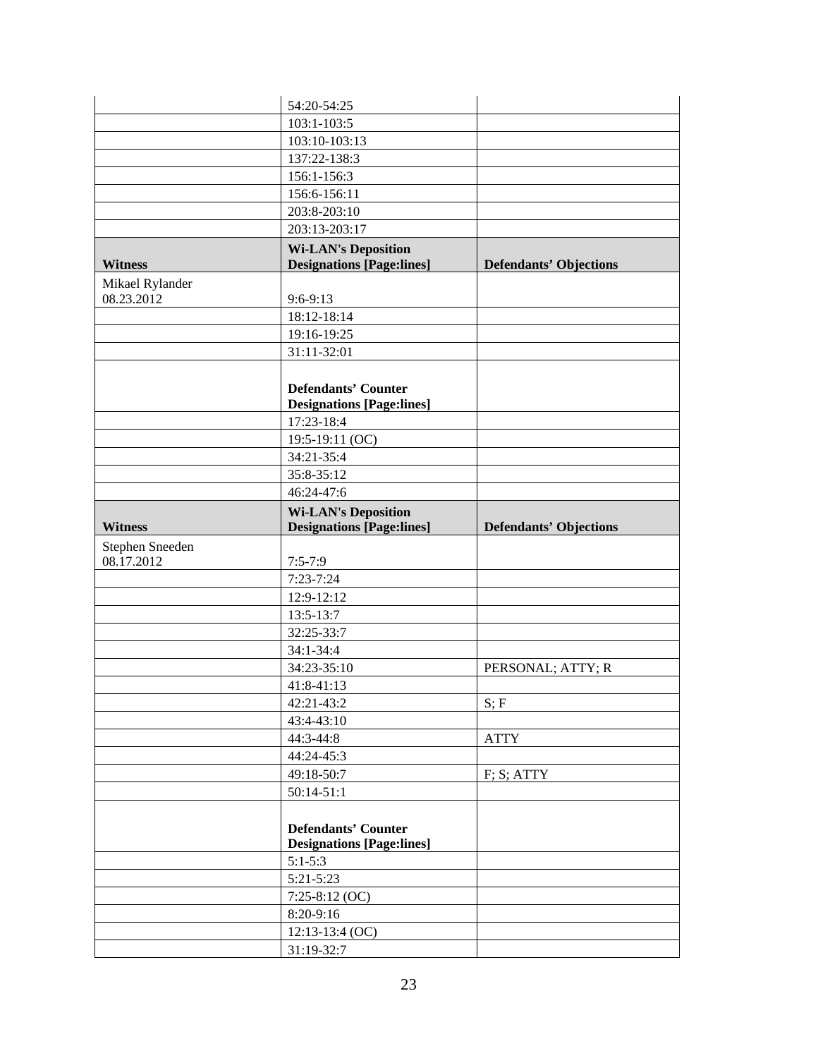| | | |
|---|---|---|
| | 54:20-54:25 | |
| | 103:1-103:5 | |
| | 103:10-103:13 | |
| | 137:22-138:3 | |
| | 156:1-156:3 | |
| | 156:6-156:11 | |
| | 203:8-203:10 | |
| | 203:13-203:17 | |
| **Witness** | **Wi-LAN's Deposition Designations [Page:lines]** | **Defendants' Objections** |
| Mikael Rylander 08.23.2012 | 9:6-9:13 | |
| | 18:12-18:14 | |
| | 19:16-19:25 | |
| | 31:11-32:01 | |
| | **Defendants' Counter Designations [Page:lines]** | |
| | 17:23-18:4 | |
| | 19:5-19:11 (OC) | |
| | 34:21-35:4 | |
| | 35:8-35:12 | |
| | 46:24-47:6 | |
| **Witness** | **Wi-LAN's Deposition Designations [Page:lines]** | **Defendants' Objections** |
| Stephen Sneeden 08.17.2012 | 7:5-7:9 | |
| | 7:23-7:24 | |
| | 12:9-12:12 | |
| | 13:5-13:7 | |
| | 32:25-33:7 | |
| | 34:1-34:4 | |
| | 34:23-35:10 | PERSONAL; ATTY; R |
| | 41:8-41:13 | |
| | 42:21-43:2 | S; F |
| | 43:4-43:10 | |
| | 44:3-44:8 | ATTY |
| | 44:24-45:3 | |
| | 49:18-50:7 | F; S; ATTY |
| | 50:14-51:1 | |
| | **Defendants' Counter Designations [Page:lines]** | |
| | 5:1-5:3 | |
| | 5:21-5:23 | |
| | 7:25-8:12 (OC) | |
| | 8:20-9:16 | |
| | 12:13-13:4 (OC) | |
| | 31:19-32:7 | |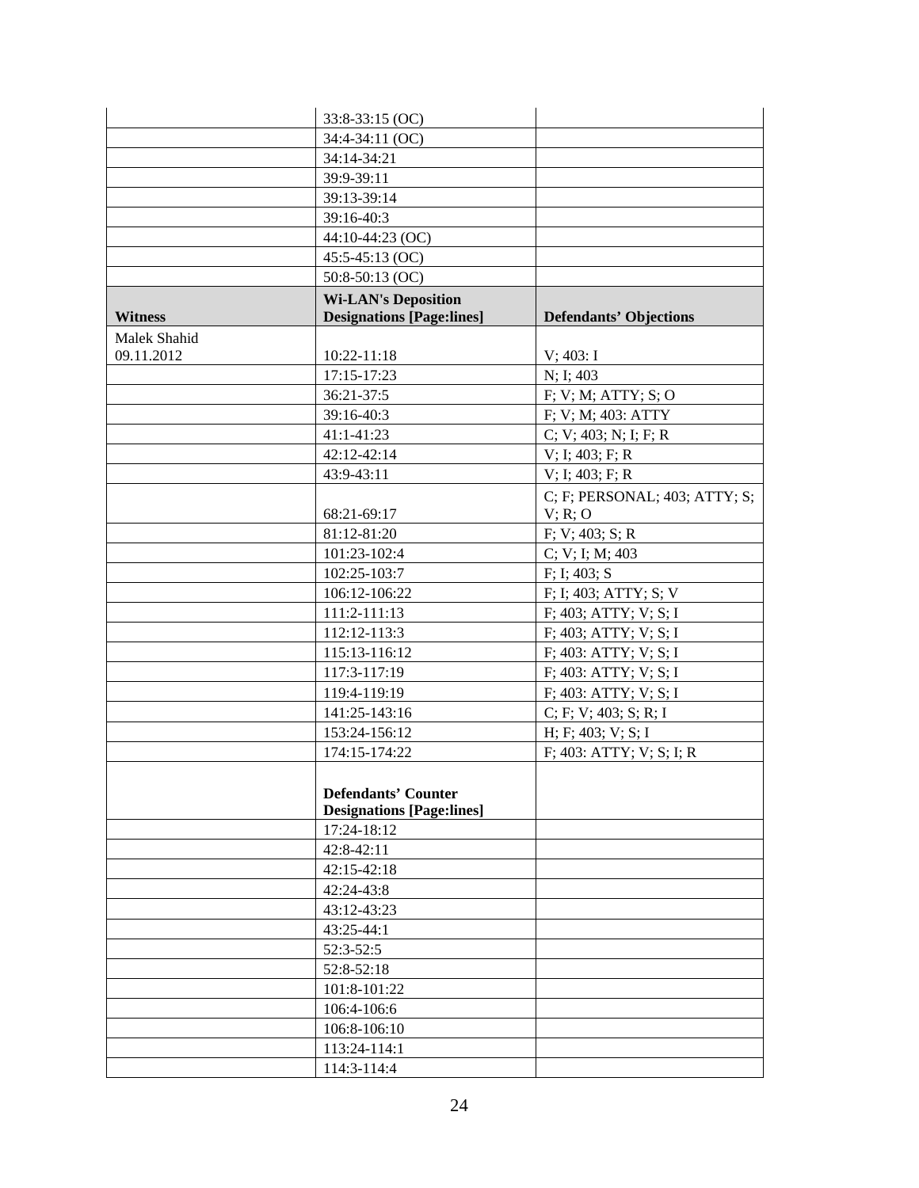| | | |
|---|---|---|
| | 33:8-33:15 (OC) | |
| | 34:4-34:11 (OC) | |
| | 34:14-34:21 | |
| | 39:9-39:11 | |
| | 39:13-39:14 | |
| | 39:16-40:3 | |
| | 44:10-44:23 (OC) | |
| | 45:5-45:13 (OC) | |
| | 50:8-50:13 (OC) | |
| **Witness** | **Wi-LAN's Deposition Designations [Page:lines]** | **Defendants' Objections** |
| Malek Shahid 09.11.2012 | 10:22-11:18 | V; 403: I |
| | 17:15-17:23 | N; I; 403 |
| | 36:21-37:5 | F; V; M; ATTY; S; O |
| | 39:16-40:3 | F; V; M; 403: ATTY |
| | 41:1-41:23 | C; V; 403; N; I; F; R |
| | 42:12-42:14 | V; I; 403; F; R |
| | 43:9-43:11 | V; I; 403; F; R |
| | 68:21-69:17 | C; F; PERSONAL; 403; ATTY; S; V; R; O |
| | 81:12-81:20 | F; V; 403; S; R |
| | 101:23-102:4 | C; V; I; M; 403 |
| | 102:25-103:7 | F; I; 403; S |
| | 106:12-106:22 | F; I; 403; ATTY; S; V |
| | 111:2-111:13 | F; 403; ATTY; V; S; I |
| | 112:12-113:3 | F; 403; ATTY; V; S; I |
| | 115:13-116:12 | F; 403: ATTY; V; S; I |
| | 117:3-117:19 | F; 403: ATTY; V; S; I |
| | 119:4-119:19 | F; 403: ATTY; V; S; I |
| | 141:25-143:16 | C; F; V; 403; S; R; I |
| | 153:24-156:12 | H; F; 403; V; S; I |
| | 174:15-174:22 | F; 403: ATTY; V; S; I; R |
| | **Defendants' Counter Designations [Page:lines]** | |
| | 17:24-18:12 | |
| | 42:8-42:11 | |
| | 42:15-42:18 | |
| | 42:24-43:8 | |
| | 43:12-43:23 | |
| | 43:25-44:1 | |
| | 52:3-52:5 | |
| | 52:8-52:18 | |
| | 101:8-101:22 | |
| | 106:4-106:6 | |
| | 106:8-106:10 | |
| | 113:24-114:1 | |
| | 114:3-114:4 | |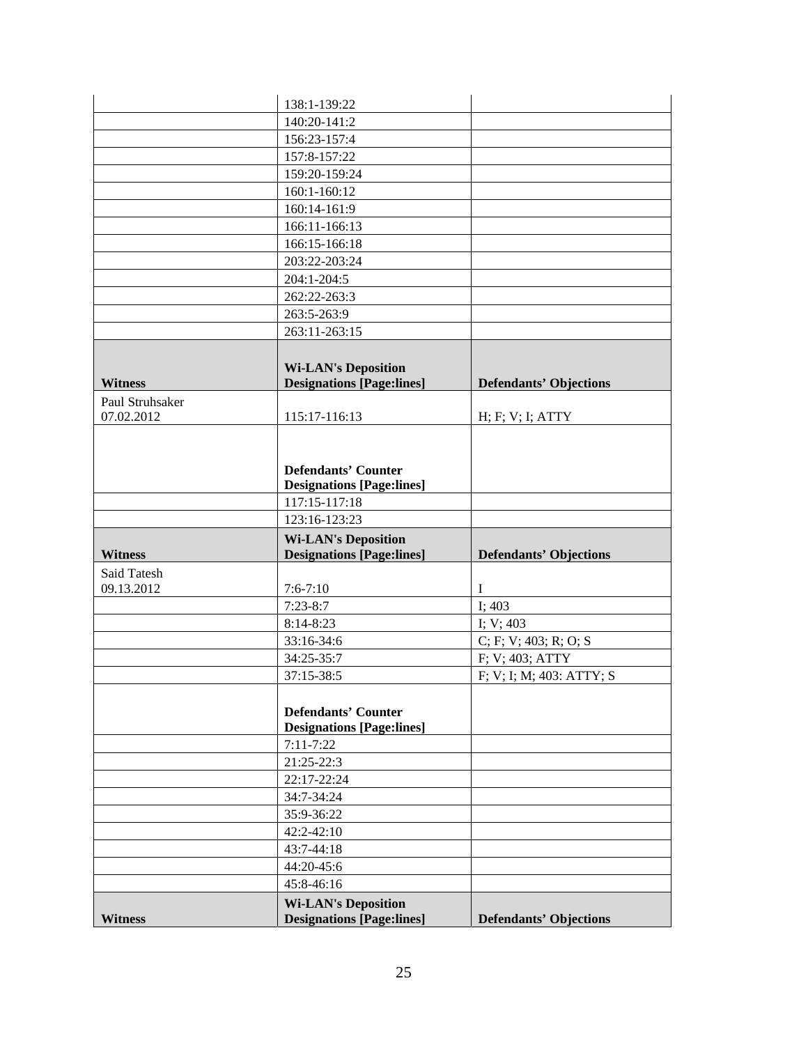| | | |
|---|---|---|
| | 138:1-139:22 | |
| | 140:20-141:2 | |
| | 156:23-157:4 | |
| | 157:8-157:22 | |
| | 159:20-159:24 | |
| | 160:1-160:12 | |
| | 160:14-161:9 | |
| | 166:11-166:13 | |
| | 166:15-166:18 | |
| | 203:22-203:24 | |
| | 204:1-204:5 | |
| | 262:22-263:3 | |
| | 263:5-263:9 | |
| | 263:11-263:15 | |
| **Witness** | **Wi-LAN's Deposition Designations [Page:lines]** | **Defendants' Objections** |
| Paul Struhsaker 07.02.2012 | 115:17-116:13 | H; F; V; I; ATTY |
| | **Defendants' Counter Designations [Page:lines]** | |
| | 117:15-117:18 | |
| | 123:16-123:23 | |
| **Witness** | **Wi-LAN's Deposition Designations [Page:lines]** | **Defendants' Objections** |
| Said Tatesh 09.13.2012 | 7:6-7:10 | I |
| | 7:23-8:7 | I; 403 |
| | 8:14-8:23 | I; V; 403 |
| | 33:16-34:6 | C; F; V; 403; R; O; S |
| | 34:25-35:7 | F; V; 403; ATTY |
| | 37:15-38:5 | F; V; I; M; 403: ATTY; S |
| | **Defendants' Counter Designations [Page:lines]** | |
| | 7:11-7:22 | |
| | 21:25-22:3 | |
| | 22:17-22:24 | |
| | 34:7-34:24 | |
| | 35:9-36:22 | |
| | 42:2-42:10 | |
| | 43:7-44:18 | |
| | 44:20-45:6 | |
| | 45:8-46:16 | |
| **Witness** | **Wi-LAN's Deposition Designations [Page:lines]** | **Defendants' Objections** |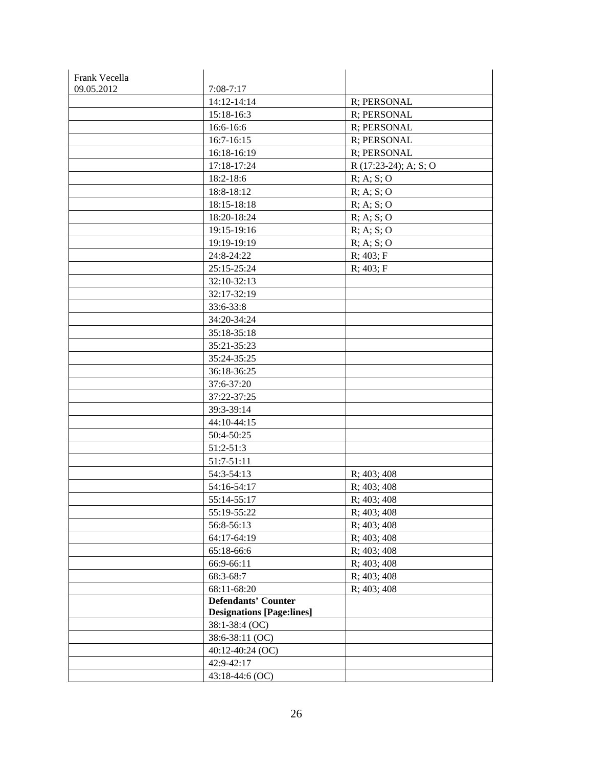| | | |
|---|---|---|
| Frank Vecella 09.05.2012 | 7:08-7:17 | |
| | 14:12-14:14 | R; PERSONAL |
| | 15:18-16:3 | R; PERSONAL |
| | 16:6-16:6 | R; PERSONAL |
| | 16:7-16:15 | R; PERSONAL |
| | 16:18-16:19 | R; PERSONAL |
| | 17:18-17:24 | R (17:23-24); A; S; O |
| | 18:2-18:6 | R; A; S; O |
| | 18:8-18:12 | R; A; S; O |
| | 18:15-18:18 | R; A; S; O |
| | 18:20-18:24 | R; A; S; O |
| | 19:15-19:16 | R; A; S; O |
| | 19:19-19:19 | R; A; S; O |
| | 24:8-24:22 | R; 403; F |
| | 25:15-25:24 | R; 403; F |
| | 32:10-32:13 | |
| | 32:17-32:19 | |
| | 33:6-33:8 | |
| | 34:20-34:24 | |
| | 35:18-35:18 | |
| | 35:21-35:23 | |
| | 35:24-35:25 | |
| | 36:18-36:25 | |
| | 37:6-37:20 | |
| | 37:22-37:25 | |
| | 39:3-39:14 | |
| | 44:10-44:15 | |
| | 50:4-50:25 | |
| | 51:2-51:3 | |
| | 51:7-51:11 | |
| | 54:3-54:13 | R; 403; 408 |
| | 54:16-54:17 | R; 403; 408 |
| | 55:14-55:17 | R; 403; 408 |
| | 55:19-55:22 | R; 403; 408 |
| | 56:8-56:13 | R; 403; 408 |
| | 64:17-64:19 | R; 403; 408 |
| | 65:18-66:6 | R; 403; 408 |
| | 66:9-66:11 | R; 403; 408 |
| | 68:3-68:7 | R; 403; 408 |
| | 68:11-68:20 | R; 403; 408 |
| | **Defendants' Counter Designations [Page:lines]** | |
| | 38:1-38:4 (OC) | |
| | 38:6-38:11 (OC) | |
| | 40:12-40:24 (OC) | |
| | 42:9-42:17 | |
| | 43:18-44:6 (OC) | |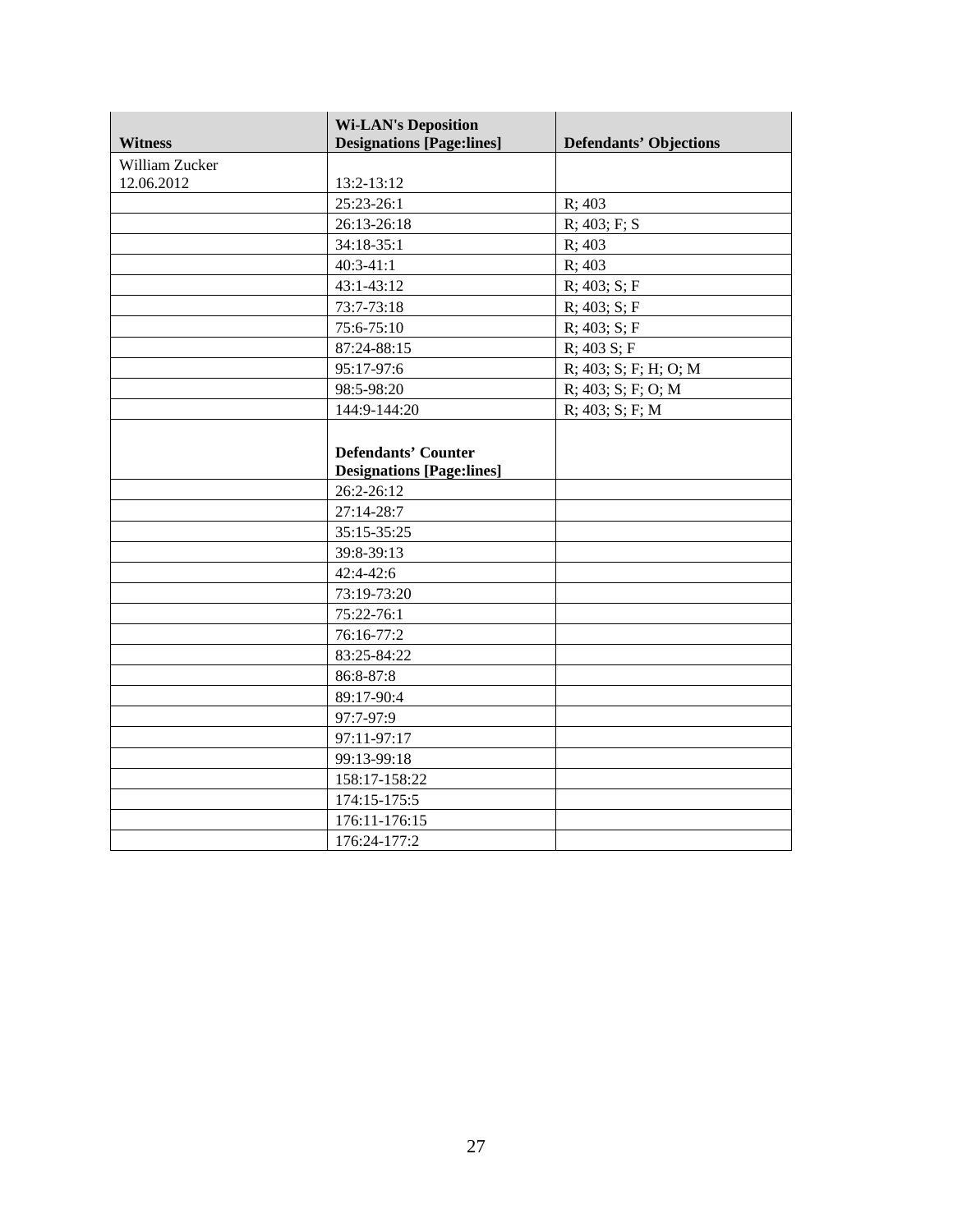| Witness | Wi-LAN's Deposition Designations [Page:lines] | Defendants' Objections |
| --- | --- | --- |
| William Zucker 12.06.2012 | 13:2-13:12 | |
| | 25:23-26:1 | R; 403 |
| | 26:13-26:18 | R; 403; F; S |
| | 34:18-35:1 | R; 403 |
| | 40:3-41:1 | R; 403 |
| | 43:1-43:12 | R; 403; S; F |
| | 73:7-73:18 | R; 403; S; F |
| | 75:6-75:10 | R; 403; S; F |
| | 87:24-88:15 | R; 403 S; F |
| | 95:17-97:6 | R; 403; S; F; H; O; M |
| | 98:5-98:20 | R; 403; S; F; O; M |
| | 144:9-144:20 | R; 403; S; F; M |
| | **Defendants' Counter Designations [Page:lines]** | |
| | 26:2-26:12 | |
| | 27:14-28:7 | |
| | 35:15-35:25 | |
| | 39:8-39:13 | |
| | 42:4-42:6 | |
| | 73:19-73:20 | |
| | 75:22-76:1 | |
| | 76:16-77:2 | |
| | 83:25-84:22 | |
| | 86:8-87:8 | |
| | 89:17-90:4 | |
| | 97:7-97:9 | |
| | 97:11-97:17 | |
| | 99:13-99:18 | |
| | 158:17-158:22 | |
| | 174:15-175:5 | |
| | 176:11-176:15 | |
| | 176:24-177:2 | |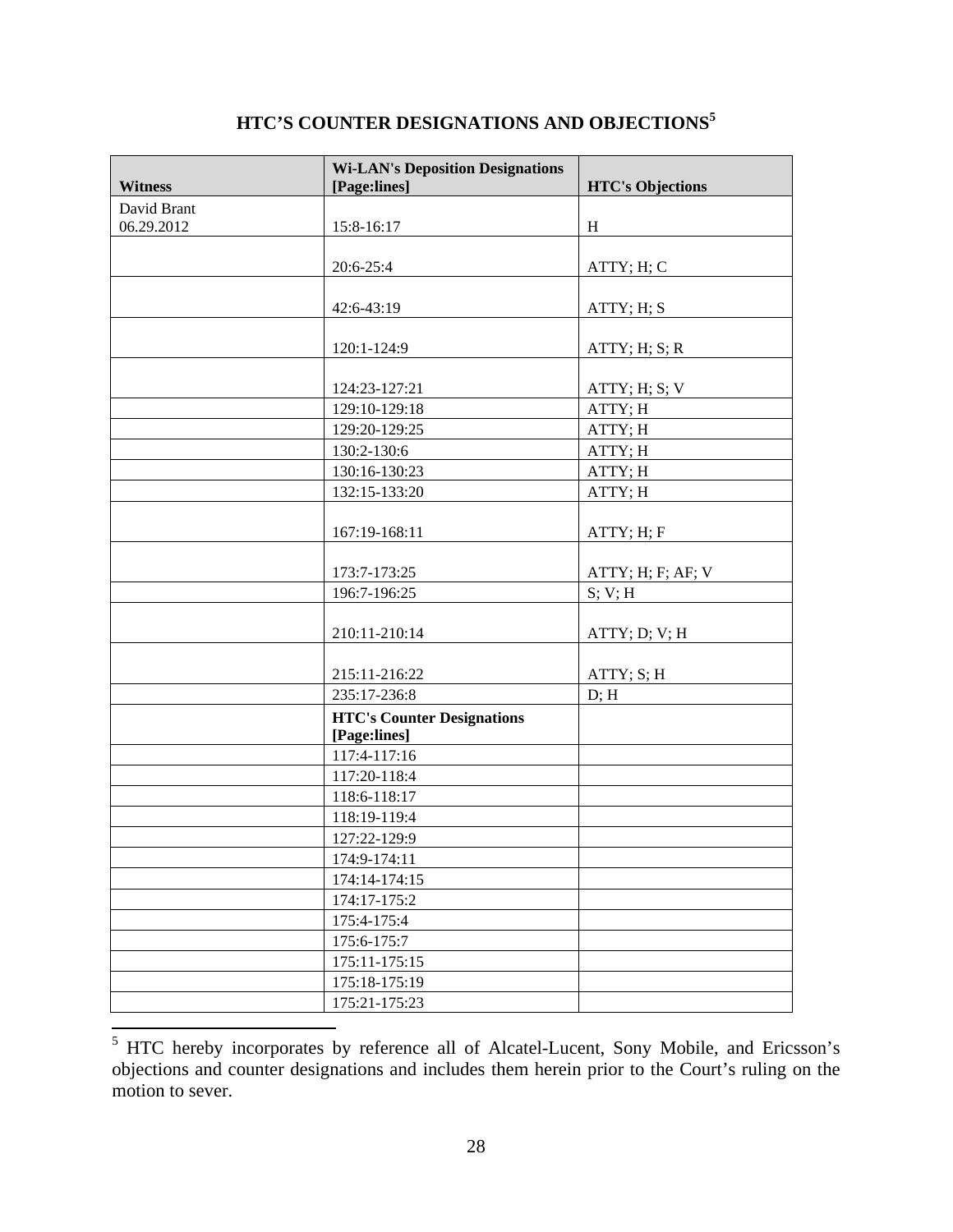## HTC'S COUNTER DESIGNATIONS AND OBJECTIONS[5]

| Witness | Wi-LAN's Deposition Designations [Page:lines] | HTC's Objections |
|---|---|---|
| David Brant 06.29.2012 | 15:8-16:17 | H |
| | 20:6-25:4 | ATTY; H; C |
| | 42:6-43:19 | ATTY; H; S |
| | 120:1-124:9 | ATTY; H; S; R |
| | 124:23-127:21 | ATTY; H; S; V |
| | 129:10-129:18 | ATTY; H |
| | 129:20-129:25 | ATTY; H |
| | 130:2-130:6 | ATTY; H |
| | 130:16-130:23 | ATTY; H |
| | 132:15-133:20 | ATTY; H |
| | 167:19-168:11 | ATTY; H; F |
| | 173:7-173:25 | ATTY; H; F; AF; V |
| | 196:7-196:25 | S; V; H |
| | 210:11-210:14 | ATTY; D; V; H |
| | 215:11-216:22 | ATTY; S; H |
| | 235:17-236:8 | D; H |
| | **HTC's Counter Designations [Page:lines]** | |
| | 117:4-117:16 | |
| | 117:20-118:4 | |
| | 118:6-118:17 | |
| | 118:19-119:4 | |
| | 127:22-129:9 | |
| | 174:9-174:11 | |
| | 174:14-174:15 | |
| | 174:17-175:2 | |
| | 175:4-175:4 | |
| | 175:6-175:7 | |
| | 175:11-175:15 | |
| | 175:18-175:19 | |
| | 175:21-175:23 | |

[5] HTC hereby incorporates by reference all of Alcatel-Lucent, Sony Mobile, and Ericsson's objections and counter designations and includes them herein prior to the Court's ruling on the motion to sever.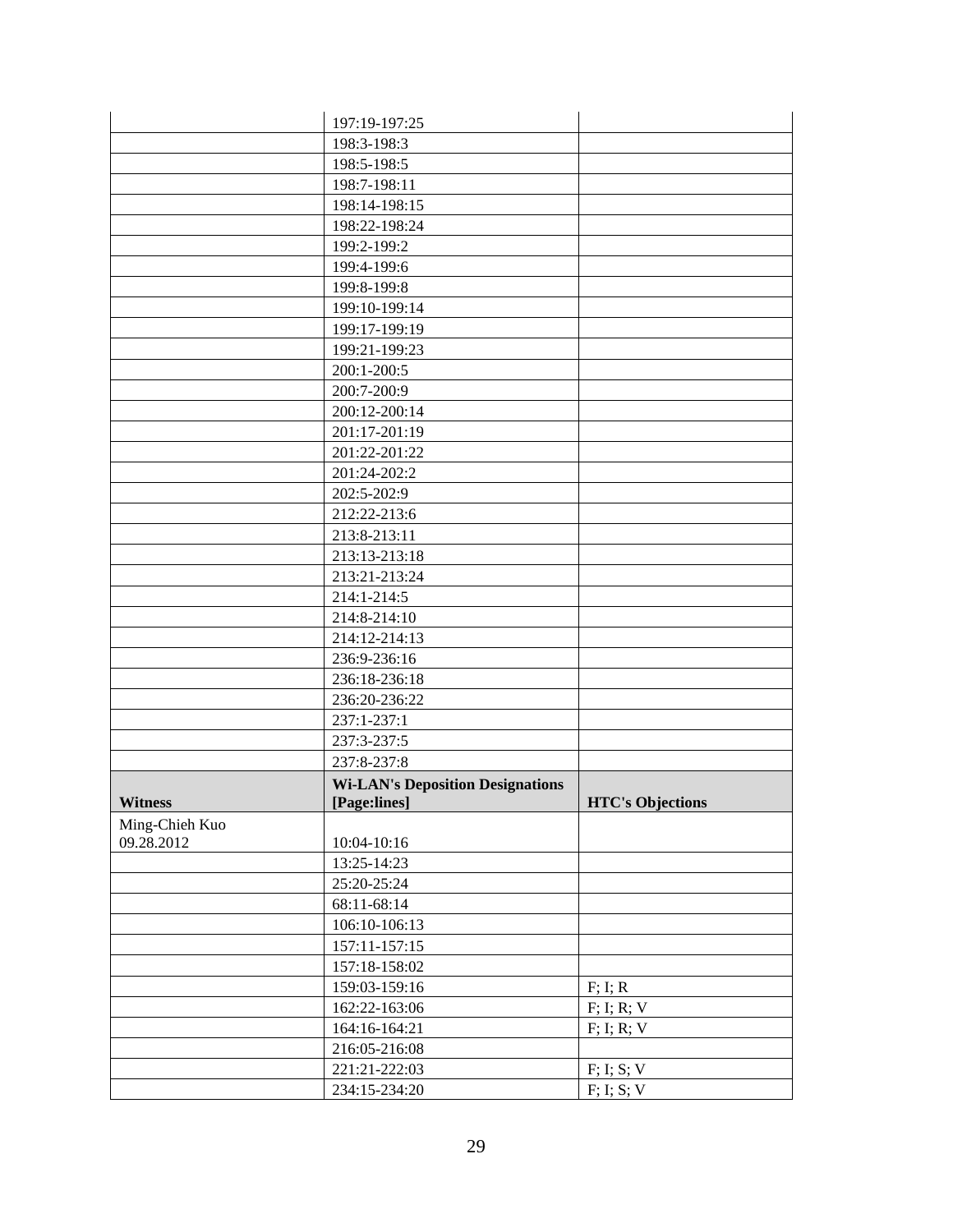| | | |
|---|---|---|
| | 197:19-197:25 | |
| | 198:3-198:3 | |
| | 198:5-198:5 | |
| | 198:7-198:11 | |
| | 198:14-198:15 | |
| | 198:22-198:24 | |
| | 199:2-199:2 | |
| | 199:4-199:6 | |
| | 199:8-199:8 | |
| | 199:10-199:14 | |
| | 199:17-199:19 | |
| | 199:21-199:23 | |
| | 200:1-200:5 | |
| | 200:7-200:9 | |
| | 200:12-200:14 | |
| | 201:17-201:19 | |
| | 201:22-201:22 | |
| | 201:24-202:2 | |
| | 202:5-202:9 | |
| | 212:22-213:6 | |
| | 213:8-213:11 | |
| | 213:13-213:18 | |
| | 213:21-213:24 | |
| | 214:1-214:5 | |
| | 214:8-214:10 | |
| | 214:12-214:13 | |
| | 236:9-236:16 | |
| | 236:18-236:18 | |
| | 236:20-236:22 | |
| | 237:1-237:1 | |
| | 237:3-237:5 | |
| | 237:8-237:8 | |
| **Witness** | **Wi-LAN's Deposition Designations [Page:lines]** | **HTC's Objections** |
| Ming-Chieh Kuo 09.28.2012 | 10:04-10:16 | |
| | 13:25-14:23 | |
| | 25:20-25:24 | |
| | 68:11-68:14 | |
| | 106:10-106:13 | |
| | 157:11-157:15 | |
| | 157:18-158:02 | |
| | 159:03-159:16 | F; I; R |
| | 162:22-163:06 | F; I; R; V |
| | 164:16-164:21 | F; I; R; V |
| | 216:05-216:08 | |
| | 221:21-222:03 | F; I; S; V |
| | 234:15-234:20 | F; I; S; V |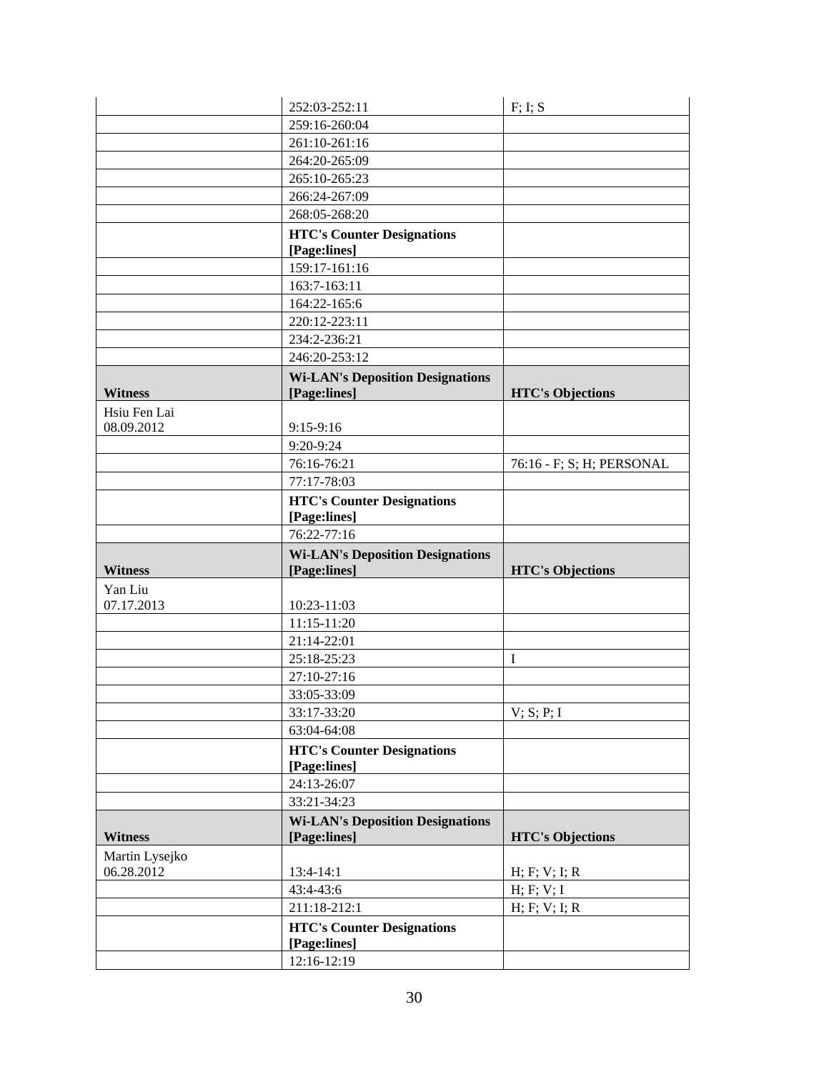| | | |
|---|---|---|
| | 252:03-252:11 | F; I; S |
| | 259:16-260:04 | |
| | 261:10-261:16 | |
| | 264:20-265:09 | |
| | 265:10-265:23 | |
| | 266:24-267:09 | |
| | 268:05-268:20 | |
| | **HTC's Counter Designations [Page:lines]** | |
| | 159:17-161:16 | |
| | 163:7-163:11 | |
| | 164:22-165:6 | |
| | 220:12-223:11 | |
| | 234:2-236:21 | |
| | 246:20-253:12 | |
| **Witness** | **Wi-LAN's Deposition Designations [Page:lines]** | **HTC's Objections** |
| Hsiu Fen Lai 08.09.2012 | 9:15-9:16 | |
| | 9:20-9:24 | |
| | 76:16-76:21 | 76:16 - F; S; H; PERSONAL |
| | 77:17-78:03 | |
| | **HTC's Counter Designations [Page:lines]** | |
| | 76:22-77:16 | |
| **Witness** | **Wi-LAN's Deposition Designations [Page:lines]** | **HTC's Objections** |
| Yan Liu 07.17.2013 | 10:23-11:03 | |
| | 11:15-11:20 | |
| | 21:14-22:01 | |
| | 25:18-25:23 | I |
| | 27:10-27:16 | |
| | 33:05-33:09 | |
| | 33:17-33:20 | V; S; P; I |
| | 63:04-64:08 | |
| | **HTC's Counter Designations [Page:lines]** | |
| | 24:13-26:07 | |
| | 33:21-34:23 | |
| **Witness** | **Wi-LAN's Deposition Designations [Page:lines]** | **HTC's Objections** |
| Martin Lysejko 06.28.2012 | 13:4-14:1 | H; F; V; I; R |
| | 43:4-43:6 | H; F; V; I |
| | 211:18-212:1 | H; F; V; I; R |
| | **HTC's Counter Designations [Page:lines]** | |
| | 12:16-12:19 | |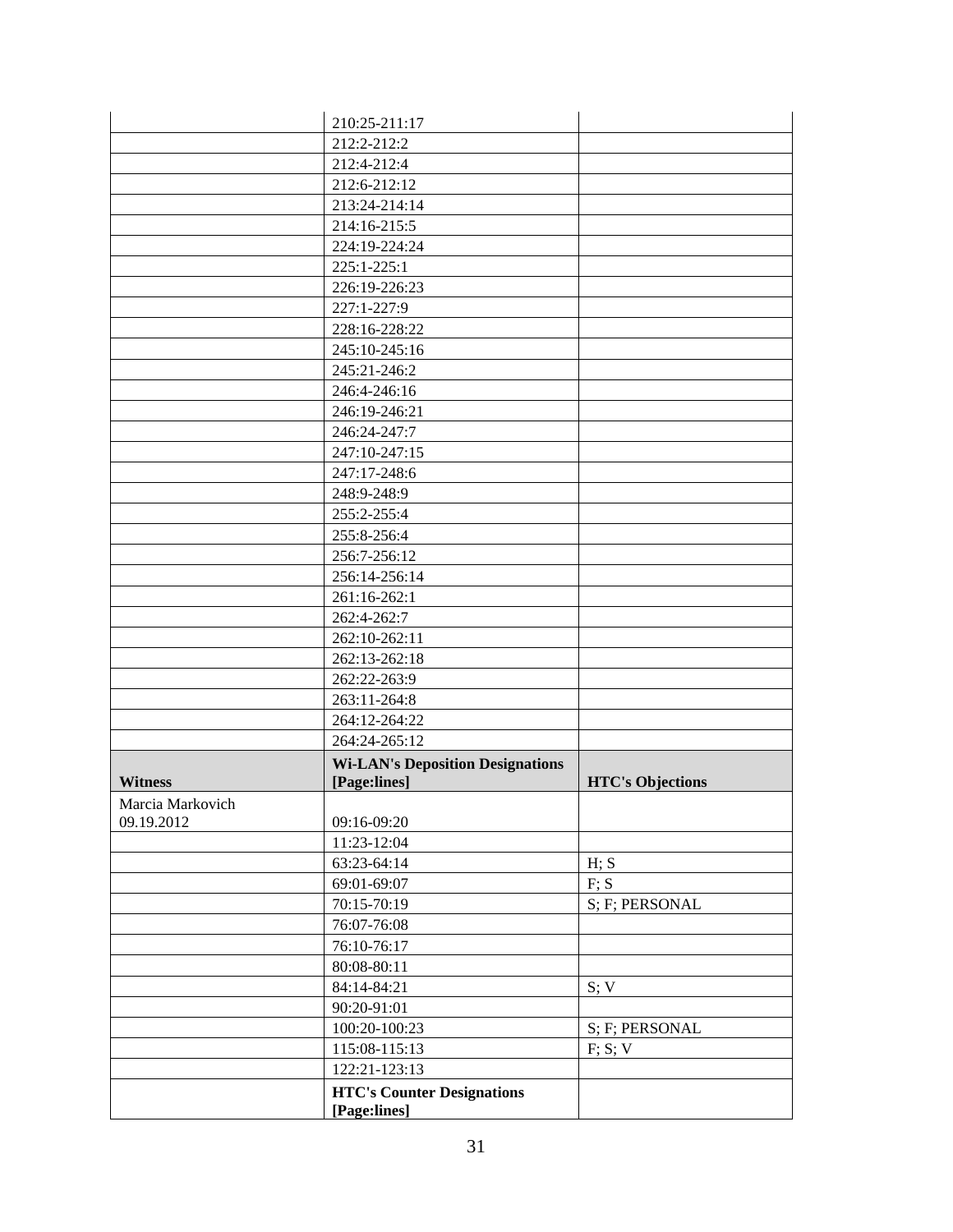| | | |
|---|---|---|
| | 210:25-211:17 | |
| | 212:2-212:2 | |
| | 212:4-212:4 | |
| | 212:6-212:12 | |
| | 213:24-214:14 | |
| | 214:16-215:5 | |
| | 224:19-224:24 | |
| | 225:1-225:1 | |
| | 226:19-226:23 | |
| | 227:1-227:9 | |
| | 228:16-228:22 | |
| | 245:10-245:16 | |
| | 245:21-246:2 | |
| | 246:4-246:16 | |
| | 246:19-246:21 | |
| | 246:24-247:7 | |
| | 247:10-247:15 | |
| | 247:17-248:6 | |
| | 248:9-248:9 | |
| | 255:2-255:4 | |
| | 255:8-256:4 | |
| | 256:7-256:12 | |
| | 256:14-256:14 | |
| | 261:16-262:1 | |
| | 262:4-262:7 | |
| | 262:10-262:11 | |
| | 262:13-262:18 | |
| | 262:22-263:9 | |
| | 263:11-264:8 | |
| | 264:12-264:22 | |
| | 264:24-265:12 | |
| **Witness** | **Wi-LAN's Deposition Designations [Page:lines]** | **HTC's Objections** |
| Marcia Markovich 09.19.2012 | 09:16-09:20 | |
| | 11:23-12:04 | |
| | 63:23-64:14 | H; S |
| | 69:01-69:07 | F; S |
| | 70:15-70:19 | S; F; PERSONAL |
| | 76:07-76:08 | |
| | 76:10-76:17 | |
| | 80:08-80:11 | |
| | 84:14-84:21 | S; V |
| | 90:20-91:01 | |
| | 100:20-100:23 | S; F; PERSONAL |
| | 115:08-115:13 | F; S; V |
| | 122:21-123:13 | |
| | **HTC's Counter Designations [Page:lines]** | |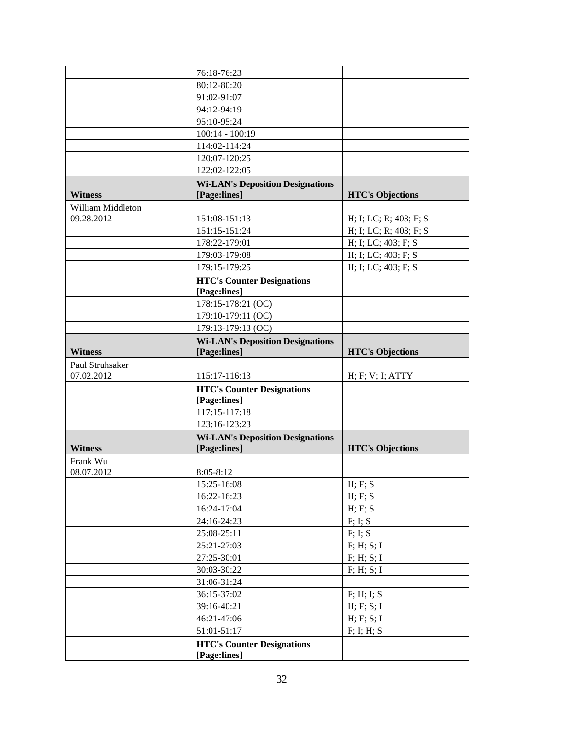| | | |
|---|---|---|
| | 76:18-76:23 | |
| | 80:12-80:20 | |
| | 91:02-91:07 | |
| | 94:12-94:19 | |
| | 95:10-95:24 | |
| | 100:14 - 100:19 | |
| | 114:02-114:24 | |
| | 120:07-120:25 | |
| | 122:02-122:05 | |
| **Witness** | **Wi-LAN's Deposition Designations [Page:lines]** | **HTC's Objections** |
| William Middleton 09.28.2012 | 151:08-151:13 | H; I; LC; R; 403; F; S |
| | 151:15-151:24 | H; I; LC; R; 403; F; S |
| | 178:22-179:01 | H; I; LC; 403; F; S |
| | 179:03-179:08 | H; I; LC; 403; F; S |
| | 179:15-179:25 | H; I; LC; 403; F; S |
| | **HTC's Counter Designations [Page:lines]** | |
| | 178:15-178:21 (OC) | |
| | 179:10-179:11 (OC) | |
| | 179:13-179:13 (OC) | |
| **Witness** | **Wi-LAN's Deposition Designations [Page:lines]** | **HTC's Objections** |
| Paul Struhsaker 07.02.2012 | 115:17-116:13 | H; F; V; I; ATTY |
| | **HTC's Counter Designations [Page:lines]** | |
| | 117:15-117:18 | |
| | 123:16-123:23 | |
| **Witness** | **Wi-LAN's Deposition Designations [Page:lines]** | **HTC's Objections** |
| Frank Wu 08.07.2012 | 8:05-8:12 | |
| | 15:25-16:08 | H; F; S |
| | 16:22-16:23 | H; F; S |
| | 16:24-17:04 | H; F; S |
| | 24:16-24:23 | F; I; S |
| | 25:08-25:11 | F; I; S |
| | 25:21-27:03 | F; H; S; I |
| | 27:25-30:01 | F; H; S; I |
| | 30:03-30:22 | F; H; S; I |
| | 31:06-31:24 | |
| | 36:15-37:02 | F; H; I; S |
| | 39:16-40:21 | H; F; S; I |
| | 46:21-47:06 | H; F; S; I |
| | 51:01-51:17 | F; I; H; S |
| | **HTC's Counter Designations [Page:lines]** | |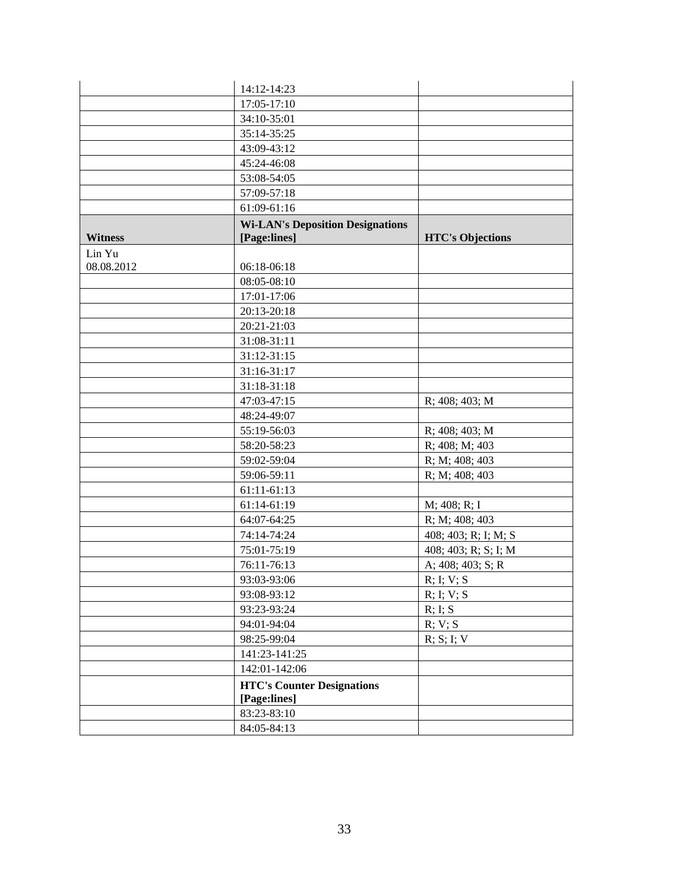| | | |
|---|---|---|
| | 14:12-14:23 | |
| | 17:05-17:10 | |
| | 34:10-35:01 | |
| | 35:14-35:25 | |
| | 43:09-43:12 | |
| | 45:24-46:08 | |
| | 53:08-54:05 | |
| | 57:09-57:18 | |
| | 61:09-61:16 | |
| **Witness** | **Wi-LAN's Deposition Designations [Page:lines]** | **HTC's Objections** |
| Lin Yu 08.08.2012 | 06:18-06:18 | |
| | 08:05-08:10 | |
| | 17:01-17:06 | |
| | 20:13-20:18 | |
| | 20:21-21:03 | |
| | 31:08-31:11 | |
| | 31:12-31:15 | |
| | 31:16-31:17 | |
| | 31:18-31:18 | |
| | 47:03-47:15 | R; 408; 403; M |
| | 48:24-49:07 | |
| | 55:19-56:03 | R; 408; 403; M |
| | 58:20-58:23 | R; 408; M; 403 |
| | 59:02-59:04 | R; M; 408; 403 |
| | 59:06-59:11 | R; M; 408; 403 |
| | 61:11-61:13 | |
| | 61:14-61:19 | M; 408; R; I |
| | 64:07-64:25 | R; M; 408; 403 |
| | 74:14-74:24 | 408; 403; R; I; M; S |
| | 75:01-75:19 | 408; 403; R; S; I; M |
| | 76:11-76:13 | A; 408; 403; S; R |
| | 93:03-93:06 | R; I; V; S |
| | 93:08-93:12 | R; I; V; S |
| | 93:23-93:24 | R; I; S |
| | 94:01-94:04 | R; V; S |
| | 98:25-99:04 | R; S; I; V |
| | 141:23-141:25 | |
| | 142:01-142:06 | |
| | **HTC's Counter Designations [Page:lines]** | |
| | 83:23-83:10 | |
| | 84:05-84:13 | |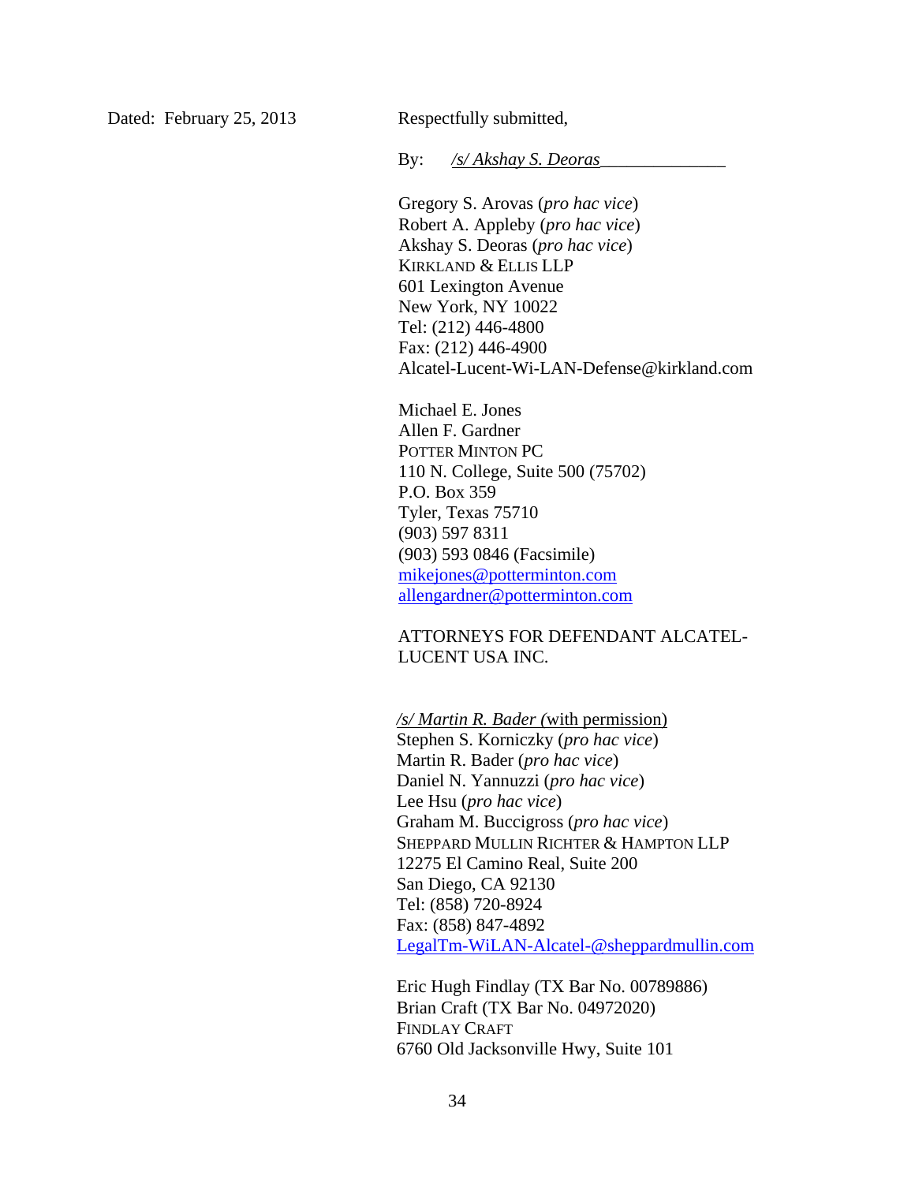Dated: February 25, 2013

Respectfully submitted,

By: */s/ Akshay S. Deoras*\_\_\_\_\_\_\_\_\_\_\_\_\_\_

Gregory S. Arovas (*pro hac vice*)
Robert A. Appleby (*pro hac vice*)
Akshay S. Deoras (*pro hac vice*)
KIRKLAND & ELLIS LLP
601 Lexington Avenue
New York, NY 10022
Tel: (212) 446-4800
Fax: (212) 446-4900
Alcatel-Lucent-Wi-LAN-Defense@kirkland.com

Michael E. Jones
Allen F. Gardner
POTTER MINTON PC
110 N. College, Suite 500 (75702)
P.O. Box 359
Tyler, Texas 75710
(903) 597 8311
(903) 593 0846 (Facsimile)
mikejones@potterminton.com
allengardner@potterminton.com

ATTORNEYS FOR DEFENDANT ALCATEL-LUCENT USA INC.

*/s/ Martin R. Bader* (with permission)
Stephen S. Korniczky (*pro hac vice*)
Martin R. Bader (*pro hac vice*)
Daniel N. Yannuzzi (*pro hac vice*)
Lee Hsu (*pro hac vice*)
Graham M. Buccigross (*pro hac vice*)
SHEPPARD MULLIN RICHTER & HAMPTON LLP
12275 El Camino Real, Suite 200
San Diego, CA 92130
Tel: (858) 720-8924
Fax: (858) 847-4892
LegalTm-WiLAN-Alcatel-@sheppardmullin.com

Eric Hugh Findlay (TX Bar No. 00789886)
Brian Craft (TX Bar No. 04972020)
FINDLAY CRAFT
6760 Old Jacksonville Hwy, Suite 101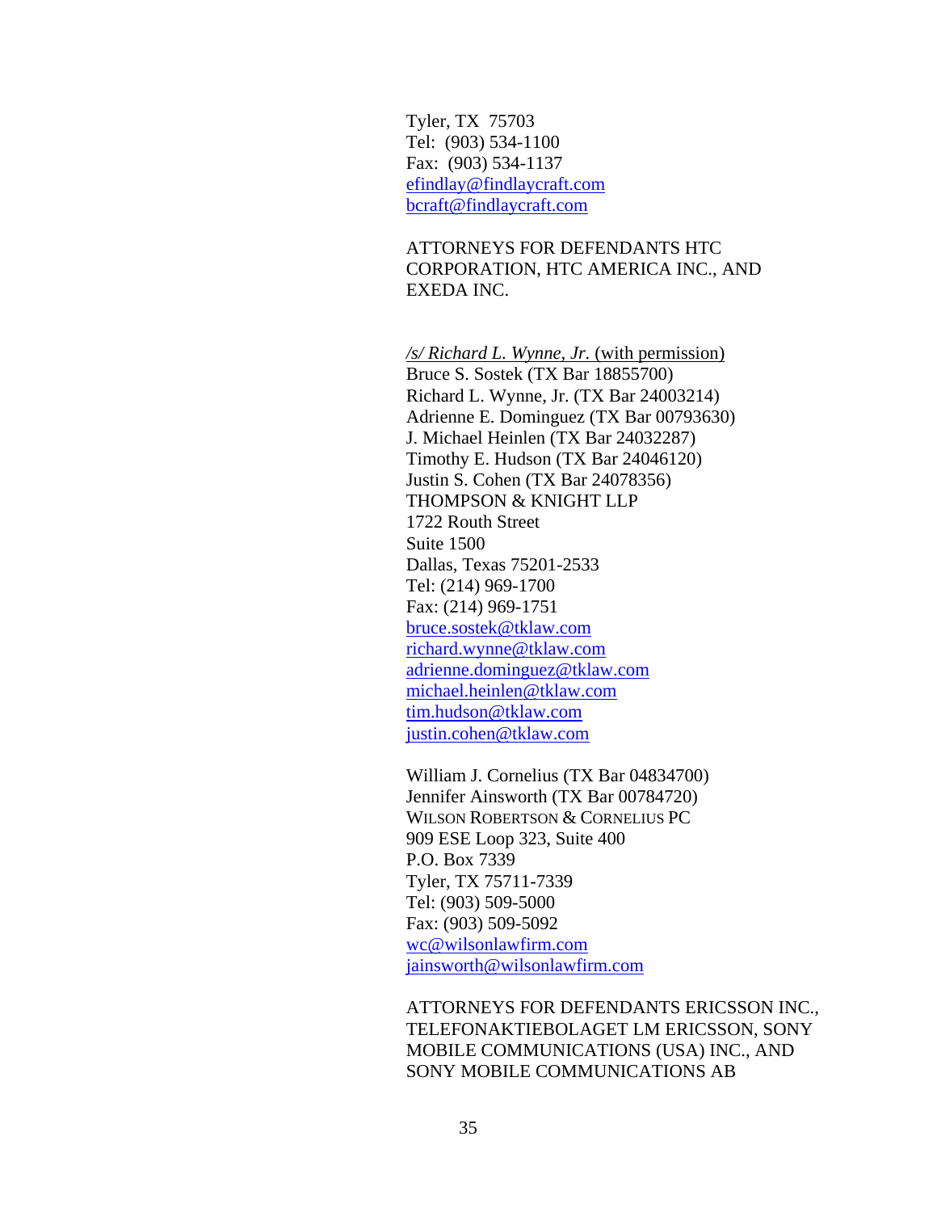Tyler, TX 75703
Tel: (903) 534-1100
Fax: (903) 534-1137
efindlay@findlaycraft.com
bcraft@findlaycraft.com

ATTORNEYS FOR DEFENDANTS HTC CORPORATION, HTC AMERICA INC., AND EXEDA INC.

*/s/ Richard L. Wynne, Jr.* (with permission)
Bruce S. Sostek (TX Bar 18855700)
Richard L. Wynne, Jr. (TX Bar 24003214)
Adrienne E. Dominguez (TX Bar 00793630)
J. Michael Heinlen (TX Bar 24032287)
Timothy E. Hudson (TX Bar 24046120)
Justin S. Cohen (TX Bar 24078356)
THOMPSON & KNIGHT LLP
1722 Routh Street
Suite 1500
Dallas, Texas 75201-2533
Tel: (214) 969-1700
Fax: (214) 969-1751
bruce.sostek@tklaw.com
richard.wynne@tklaw.com
adrienne.dominguez@tklaw.com
michael.heinlen@tklaw.com
tim.hudson@tklaw.com
justin.cohen@tklaw.com

William J. Cornelius (TX Bar 04834700)
Jennifer Ainsworth (TX Bar 00784720)
WILSON ROBERTSON & CORNELIUS PC
909 ESE Loop 323, Suite 400
P.O. Box 7339
Tyler, TX 75711-7339
Tel: (903) 509-5000
Fax: (903) 509-5092
wc@wilsonlawfirm.com
jainsworth@wilsonlawfirm.com

ATTORNEYS FOR DEFENDANTS ERICSSON INC., TELEFONAKTIEBOLAGET LM ERICSSON, SONY MOBILE COMMUNICATIONS (USA) INC., AND SONY MOBILE COMMUNICATIONS AB